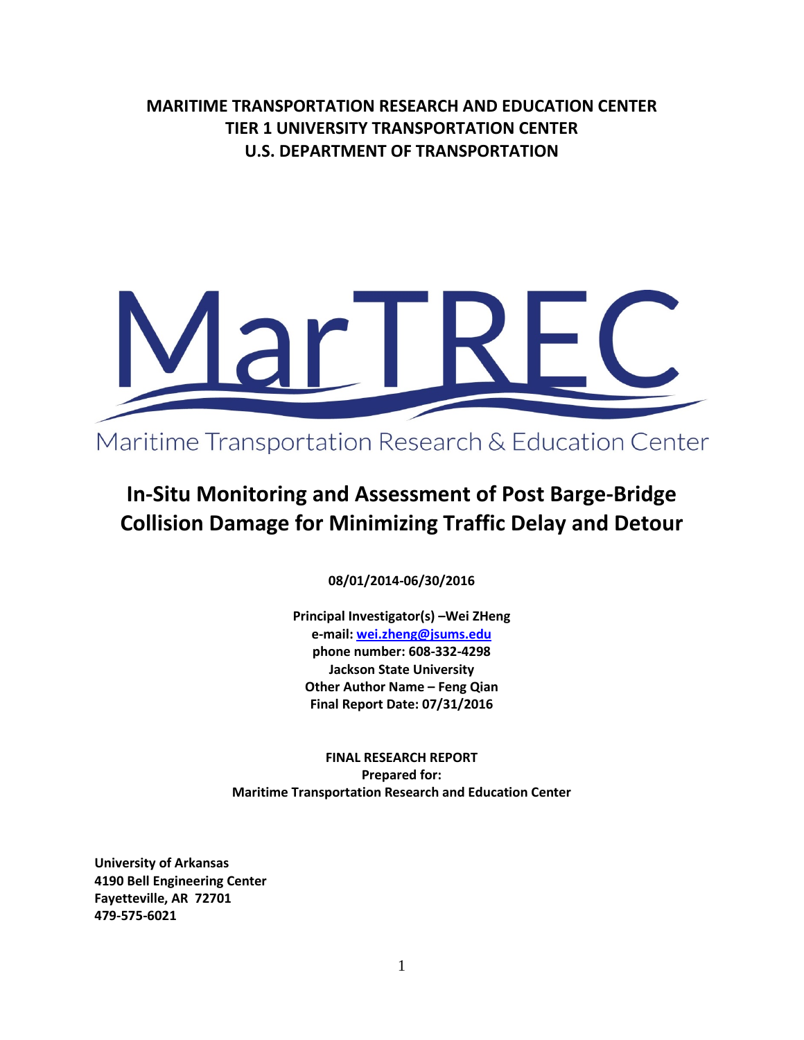**MARITIME TRANSPORTATION RESEARCH AND EDUCATION CENTER**
**TIER 1 UNIVERSITY TRANSPORTATION CENTER**
**U.S. DEPARTMENT OF TRANSPORTATION**

MarTREC

Maritime Transportation Research & Education Center

# In-Situ Monitoring and Assessment of Post Barge-Bridge Collision Damage for Minimizing Traffic Delay and Detour

**08/01/2014-06/30/2016**

**Principal Investigator(s) –Wei ZHeng**
**e-mail: wei.zheng@jsums.edu**
**phone number: 608-332-4298**
**Jackson State University**
**Other Author Name – Feng Qian**
**Final Report Date: 07/31/2016**

**FINAL RESEARCH REPORT**
**Prepared for:**
**Maritime Transportation Research and Education Center**

**University of Arkansas**
**4190 Bell Engineering Center**
**Fayetteville, AR 72701**
**479-575-6021**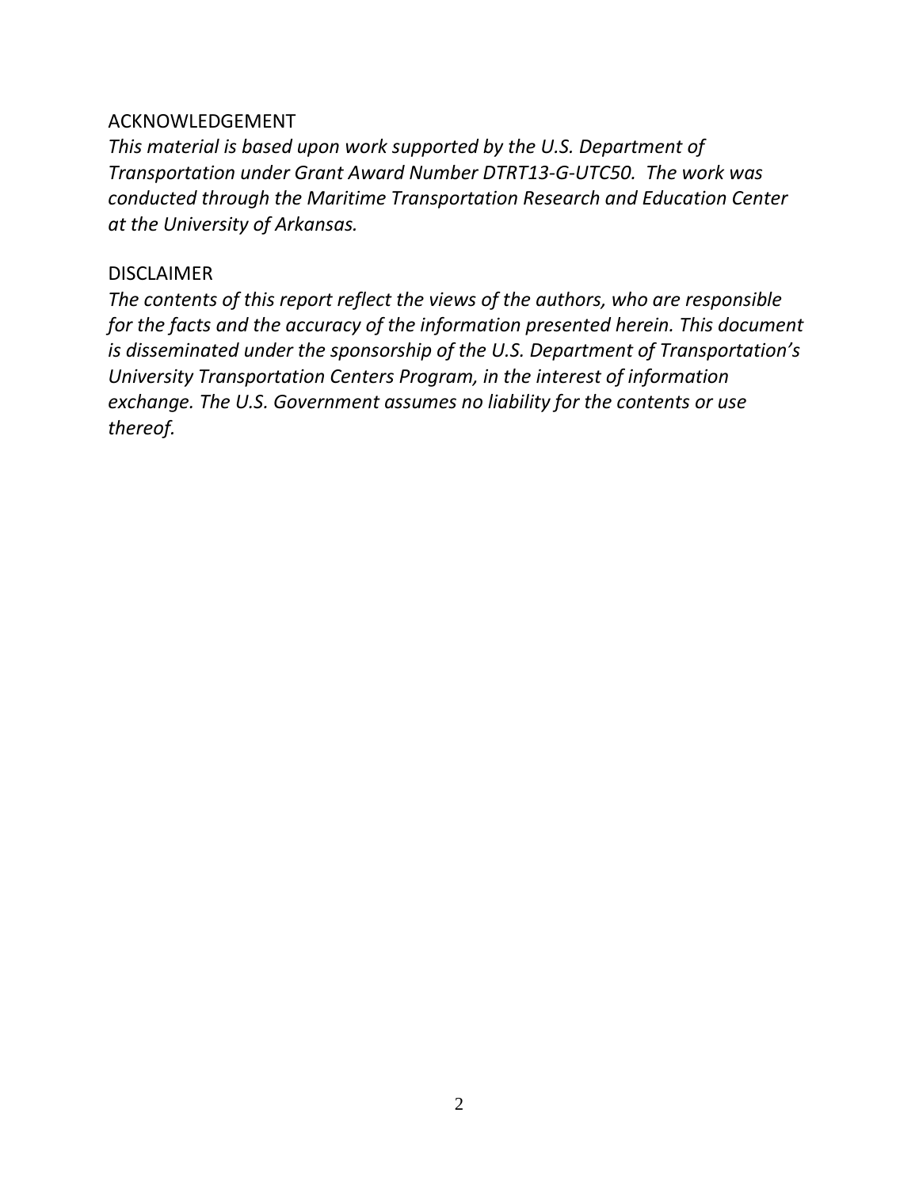## ACKNOWLEDGEMENT

*This material is based upon work supported by the U.S. Department of Transportation under Grant Award Number DTRT13-G-UTC50. The work was conducted through the Maritime Transportation Research and Education Center at the University of Arkansas.*

## DISCLAIMER

*The contents of this report reflect the views of the authors, who are responsible for the facts and the accuracy of the information presented herein. This document is disseminated under the sponsorship of the U.S. Department of Transportation's University Transportation Centers Program, in the interest of information exchange. The U.S. Government assumes no liability for the contents or use thereof.*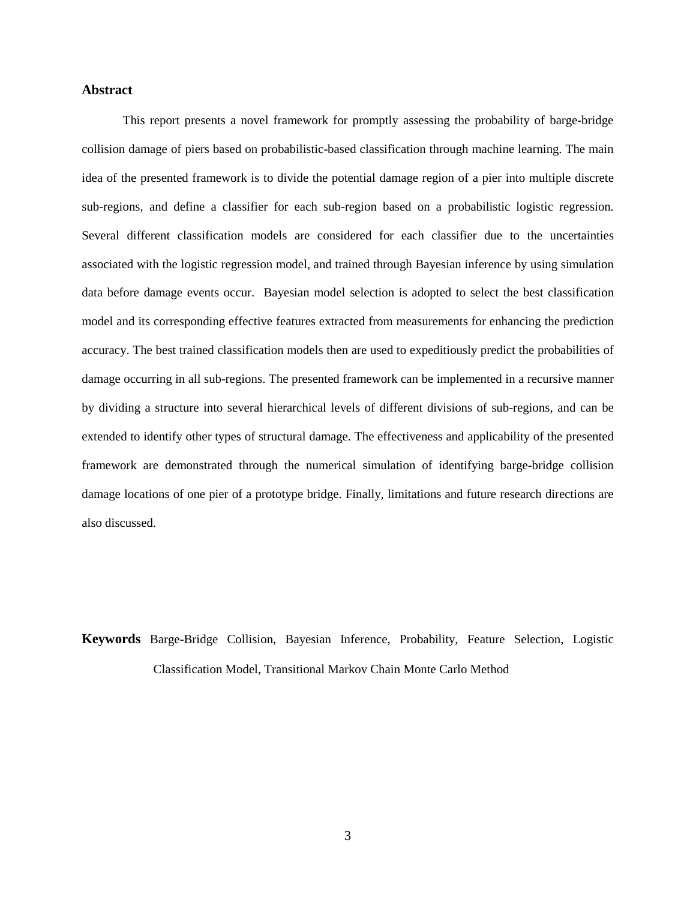## Abstract

This report presents a novel framework for promptly assessing the probability of barge-bridge collision damage of piers based on probabilistic-based classification through machine learning. The main idea of the presented framework is to divide the potential damage region of a pier into multiple discrete sub-regions, and define a classifier for each sub-region based on a probabilistic logistic regression. Several different classification models are considered for each classifier due to the uncertainties associated with the logistic regression model, and trained through Bayesian inference by using simulation data before damage events occur. Bayesian model selection is adopted to select the best classification model and its corresponding effective features extracted from measurements for enhancing the prediction accuracy. The best trained classification models then are used to expeditiously predict the probabilities of damage occurring in all sub-regions. The presented framework can be implemented in a recursive manner by dividing a structure into several hierarchical levels of different divisions of sub-regions, and can be extended to identify other types of structural damage. The effectiveness and applicability of the presented framework are demonstrated through the numerical simulation of identifying barge-bridge collision damage locations of one pier of a prototype bridge. Finally, limitations and future research directions are also discussed.

**Keywords** Barge-Bridge Collision, Bayesian Inference, Probability, Feature Selection, Logistic Classification Model, Transitional Markov Chain Monte Carlo Method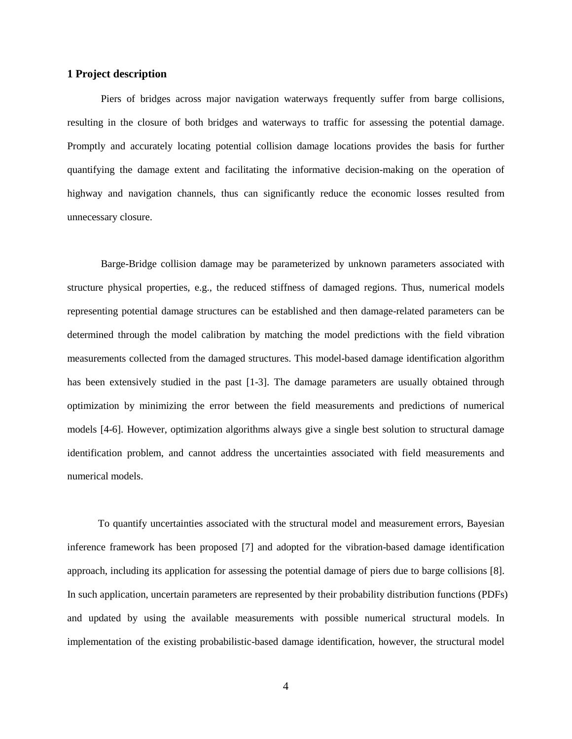## 1 Project description

Piers of bridges across major navigation waterways frequently suffer from barge collisions, resulting in the closure of both bridges and waterways to traffic for assessing the potential damage. Promptly and accurately locating potential collision damage locations provides the basis for further quantifying the damage extent and facilitating the informative decision-making on the operation of highway and navigation channels, thus can significantly reduce the economic losses resulted from unnecessary closure.

Barge-Bridge collision damage may be parameterized by unknown parameters associated with structure physical properties, e.g., the reduced stiffness of damaged regions. Thus, numerical models representing potential damage structures can be established and then damage-related parameters can be determined through the model calibration by matching the model predictions with the field vibration measurements collected from the damaged structures. This model-based damage identification algorithm has been extensively studied in the past [1-3]. The damage parameters are usually obtained through optimization by minimizing the error between the field measurements and predictions of numerical models [4-6]. However, optimization algorithms always give a single best solution to structural damage identification problem, and cannot address the uncertainties associated with field measurements and numerical models.

To quantify uncertainties associated with the structural model and measurement errors, Bayesian inference framework has been proposed [7] and adopted for the vibration-based damage identification approach, including its application for assessing the potential damage of piers due to barge collisions [8]. In such application, uncertain parameters are represented by their probability distribution functions (PDFs) and updated by using the available measurements with possible numerical structural models. In implementation of the existing probabilistic-based damage identification, however, the structural model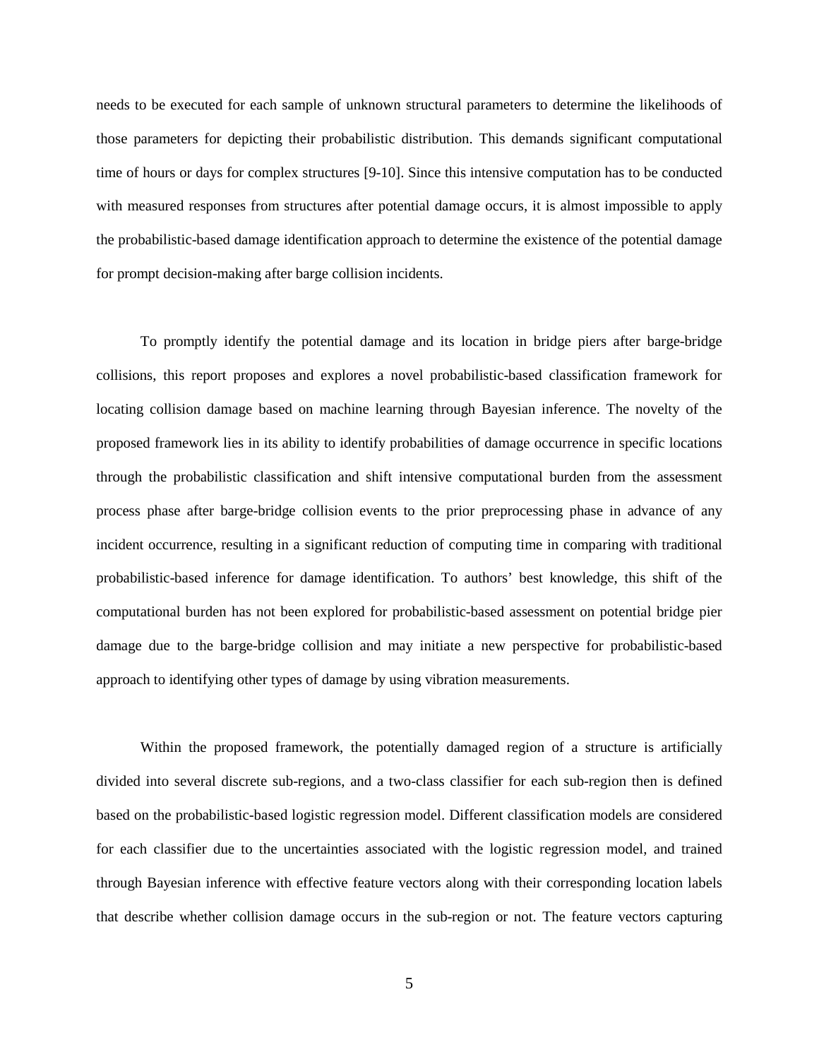needs to be executed for each sample of unknown structural parameters to determine the likelihoods of those parameters for depicting their probabilistic distribution. This demands significant computational time of hours or days for complex structures [9-10]. Since this intensive computation has to be conducted with measured responses from structures after potential damage occurs, it is almost impossible to apply the probabilistic-based damage identification approach to determine the existence of the potential damage for prompt decision-making after barge collision incidents.

To promptly identify the potential damage and its location in bridge piers after barge-bridge collisions, this report proposes and explores a novel probabilistic-based classification framework for locating collision damage based on machine learning through Bayesian inference. The novelty of the proposed framework lies in its ability to identify probabilities of damage occurrence in specific locations through the probabilistic classification and shift intensive computational burden from the assessment process phase after barge-bridge collision events to the prior preprocessing phase in advance of any incident occurrence, resulting in a significant reduction of computing time in comparing with traditional probabilistic-based inference for damage identification. To authors' best knowledge, this shift of the computational burden has not been explored for probabilistic-based assessment on potential bridge pier damage due to the barge-bridge collision and may initiate a new perspective for probabilistic-based approach to identifying other types of damage by using vibration measurements.

Within the proposed framework, the potentially damaged region of a structure is artificially divided into several discrete sub-regions, and a two-class classifier for each sub-region then is defined based on the probabilistic-based logistic regression model. Different classification models are considered for each classifier due to the uncertainties associated with the logistic regression model, and trained through Bayesian inference with effective feature vectors along with their corresponding location labels that describe whether collision damage occurs in the sub-region or not. The feature vectors capturing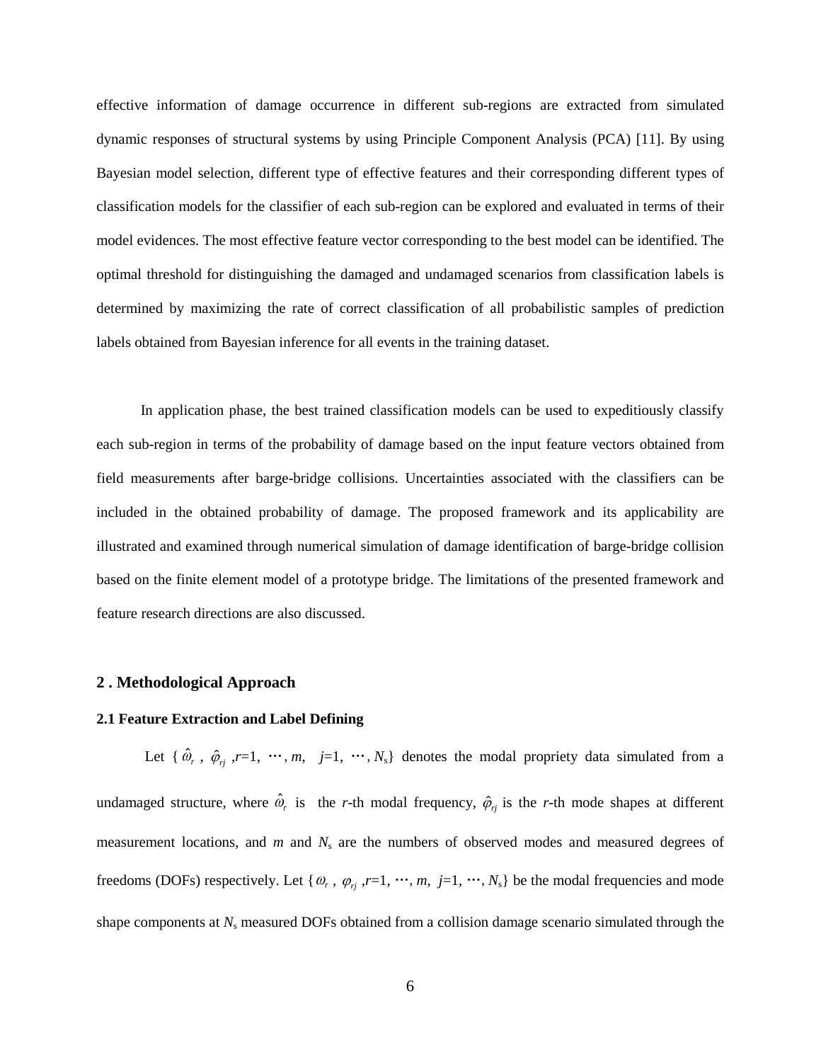effective information of damage occurrence in different sub-regions are extracted from simulated dynamic responses of structural systems by using Principle Component Analysis (PCA) [11]. By using Bayesian model selection, different type of effective features and their corresponding different types of classification models for the classifier of each sub-region can be explored and evaluated in terms of their model evidences. The most effective feature vector corresponding to the best model can be identified. The optimal threshold for distinguishing the damaged and undamaged scenarios from classification labels is determined by maximizing the rate of correct classification of all probabilistic samples of prediction labels obtained from Bayesian inference for all events in the training dataset.

In application phase, the best trained classification models can be used to expeditiously classify each sub-region in terms of the probability of damage based on the input feature vectors obtained from field measurements after barge-bridge collisions. Uncertainties associated with the classifiers can be included in the obtained probability of damage. The proposed framework and its applicability are illustrated and examined through numerical simulation of damage identification of barge-bridge collision based on the finite element model of a prototype bridge. The limitations of the presented framework and feature research directions are also discussed.

## 2 . Methodological Approach

### 2.1 Feature Extraction and Label Defining

Let { $\hat{\omega}_r$ , $\hat{\varphi}_{rj}$ ,$r$=1, ⋯, $m$, $j$=1, ⋯, $N_s$} denotes the modal propriety data simulated from a undamaged structure, where $\hat{\omega}_r$ is the $r$-th modal frequency, $\hat{\varphi}_{rj}$ is the $r$-th mode shapes at different measurement locations, and $m$ and $N_s$ are the numbers of observed modes and measured degrees of freedoms (DOFs) respectively. Let { $\omega_r$ , $\varphi_{rj}$ ,$r$=1, ⋯, $m$, $j$=1, ⋯, $N_s$} be the modal frequencies and mode shape components at $N_s$ measured DOFs obtained from a collision damage scenario simulated through the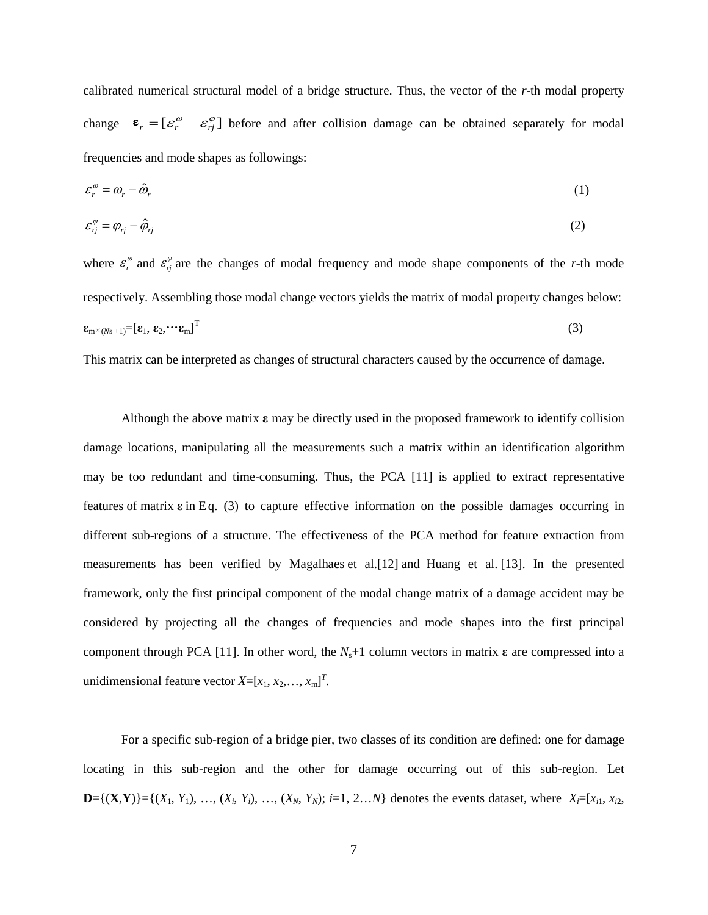calibrated numerical structural model of a bridge structure. Thus, the vector of the *r*-th modal property change $\boldsymbol{\varepsilon}_r = [\varepsilon_r^{\omega} \quad \varepsilon_{rj}^{\varphi}]$ before and after collision damage can be obtained separately for modal frequencies and mode shapes as followings:

$$\varepsilon_r^{\omega} = \omega_r - \hat{\omega}_r \tag{1}$$

$$\varepsilon_{rj}^{\varphi} = \varphi_{rj} - \hat{\varphi}_{rj} \tag{2}$$

where $\varepsilon_r^{\omega}$ and $\varepsilon_{rj}^{\varphi}$ are the changes of modal frequency and mode shape components of the *r*-th mode respectively. Assembling those modal change vectors yields the matrix of modal property changes below:

$$\boldsymbol{\varepsilon}_{m\times(N_s+1)} = [\boldsymbol{\varepsilon}_1, \boldsymbol{\varepsilon}_2, \cdots \boldsymbol{\varepsilon}_m]^{\mathrm{T}} \tag{3}$$

This matrix can be interpreted as changes of structural characters caused by the occurrence of damage.

Although the above matrix $\boldsymbol{\varepsilon}$ may be directly used in the proposed framework to identify collision damage locations, manipulating all the measurements such a matrix within an identification algorithm may be too redundant and time-consuming. Thus, the PCA [11] is applied to extract representative features of matrix $\boldsymbol{\varepsilon}$ in Eq. (3) to capture effective information on the possible damages occurring in different sub-regions of a structure. The effectiveness of the PCA method for feature extraction from measurements has been verified by Magalhaes et al.[12] and Huang et al. [13]. In the presented framework, only the first principal component of the modal change matrix of a damage accident may be considered by projecting all the changes of frequencies and mode shapes into the first principal component through PCA [11]. In other word, the $N_s$+1 column vectors in matrix $\boldsymbol{\varepsilon}$ are compressed into a unidimensional feature vector $X=[x_1, x_2,\ldots, x_m]^T$.

For a specific sub-region of a bridge pier, two classes of its condition are defined: one for damage locating in this sub-region and the other for damage occurring out of this sub-region. Let $\mathbf{D}=\{(\mathbf{X},\mathbf{Y})\}=\{(X_1, Y_1), \ldots, (X_i, Y_i), \ldots, (X_N, Y_N); i=1, 2\ldots N\}$ denotes the events dataset, where $X_i=[x_{i1}, x_{i2},$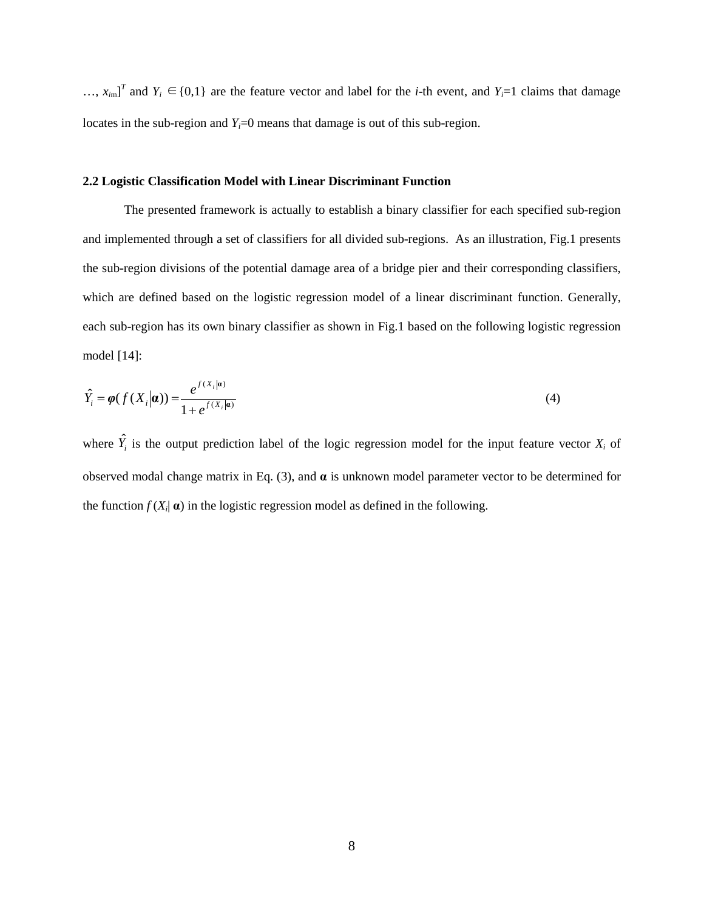…, $x_{im}]^T$ and $Y_i \in \{0,1\}$ are the feature vector and label for the *i*-th event, and $Y_i$=1 claims that damage locates in the sub-region and $Y_i$=0 means that damage is out of this sub-region.

### 2.2 Logistic Classification Model with Linear Discriminant Function

The presented framework is actually to establish a binary classifier for each specified sub-region and implemented through a set of classifiers for all divided sub-regions. As an illustration, Fig.1 presents the sub-region divisions of the potential damage area of a bridge pier and their corresponding classifiers, which are defined based on the logistic regression model of a linear discriminant function. Generally, each sub-region has its own binary classifier as shown in Fig.1 based on the following logistic regression model [14]:

$$\hat{Y}_i = \boldsymbol{\varphi}(f(X_i|\boldsymbol{\alpha})) = \frac{e^{f(X_i|\boldsymbol{\alpha})}}{1+e^{f(X_i|\boldsymbol{\alpha})}} \tag{4}$$

where $\hat{Y}_i$ is the output prediction label of the logic regression model for the input feature vector $X_i$ of observed modal change matrix in Eq. (3), and $\boldsymbol{\alpha}$ is unknown model parameter vector to be determined for the function $f(X_i|\,\boldsymbol{\alpha})$ in the logistic regression model as defined in the following.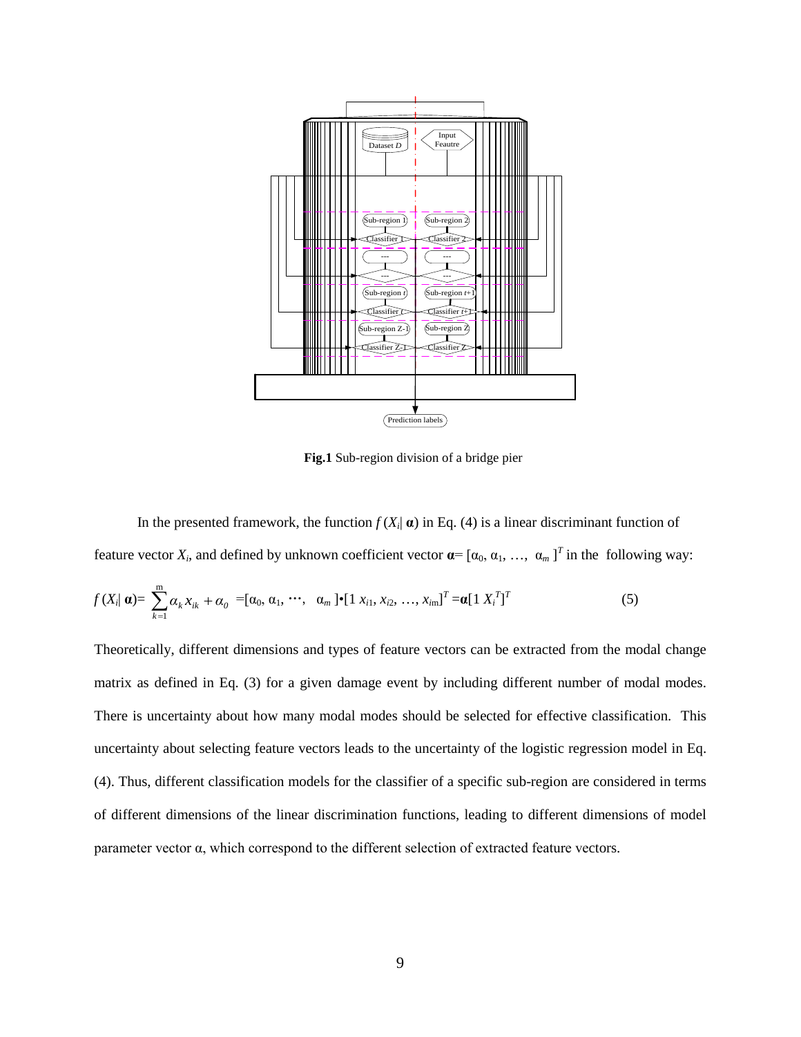**Fig.1** Sub-region division of a bridge pier

In the presented framework, the function $f(X_i|\,\boldsymbol{\alpha})$ in Eq. (4) is a linear discriminant function of feature vector $X_i$, and defined by unknown coefficient vector $\boldsymbol{\alpha}=[\alpha_0, \alpha_1, \ldots, \alpha_m]^T$ in the following way:

$$f(X_i|\,\boldsymbol{\alpha})=\sum_{k=1}^{m}\alpha_k x_{ik}+\alpha_0=[\alpha_0, \alpha_1, \cdots, \alpha_m]\bullet[1\ x_{i1}, x_{i2}, \ldots, x_{im}]^T=\boldsymbol{\alpha}[1\ X_i^T]^T \tag{5}$$

Theoretically, different dimensions and types of feature vectors can be extracted from the modal change matrix as defined in Eq. (3) for a given damage event by including different number of modal modes. There is uncertainty about how many modal modes should be selected for effective classification. This uncertainty about selecting feature vectors leads to the uncertainty of the logistic regression model in Eq. (4). Thus, different classification models for the classifier of a specific sub-region are considered in terms of different dimensions of the linear discrimination functions, leading to different dimensions of model parameter vector $\alpha$, which correspond to the different selection of extracted feature vectors.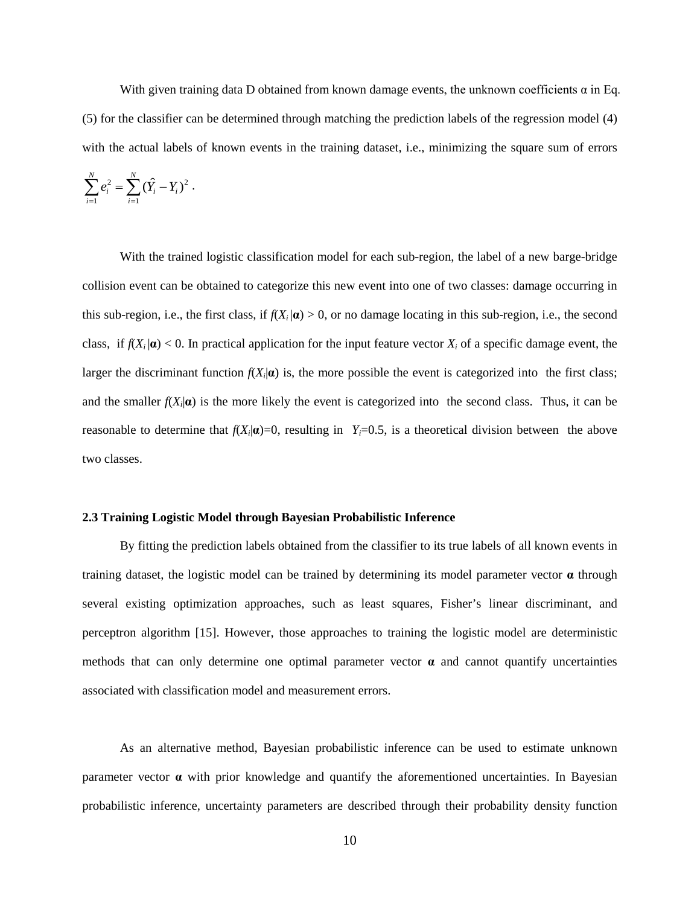With given training data D obtained from known damage events, the unknown coefficients α in Eq. (5) for the classifier can be determined through matching the prediction labels of the regression model (4) with the actual labels of known events in the training dataset, i.e., minimizing the square sum of errors $\sum_{i=1}^{N} e_i^2 = \sum_{i=1}^{N} (\hat{Y}_i - Y_i)^2$ .

With the trained logistic classification model for each sub-region, the label of a new barge-bridge collision event can be obtained to categorize this new event into one of two classes: damage occurring in this sub-region, i.e., the first class, if $f(X_i\,|\boldsymbol{\alpha}) > 0$, or no damage locating in this sub-region, i.e., the second class, if $f(X_i\,|\boldsymbol{\alpha}) < 0$. In practical application for the input feature vector $X_i$ of a specific damage event, the larger the discriminant function $f(X_i|\boldsymbol{\alpha})$ is, the more possible the event is categorized into the first class; and the smaller $f(X_i|\boldsymbol{\alpha})$ is the more likely the event is categorized into the second class. Thus, it can be reasonable to determine that $f(X_i|\boldsymbol{\alpha})=0$, resulting in $Y_i=0.5$, is a theoretical division between the above two classes.

### 2.3 Training Logistic Model through Bayesian Probabilistic Inference

By fitting the prediction labels obtained from the classifier to its true labels of all known events in training dataset, the logistic model can be trained by determining its model parameter vector **α** through several existing optimization approaches, such as least squares, Fisher's linear discriminant, and perceptron algorithm [15]. However, those approaches to training the logistic model are deterministic methods that can only determine one optimal parameter vector **α** and cannot quantify uncertainties associated with classification model and measurement errors.

As an alternative method, Bayesian probabilistic inference can be used to estimate unknown parameter vector **α** with prior knowledge and quantify the aforementioned uncertainties. In Bayesian probabilistic inference, uncertainty parameters are described through their probability density function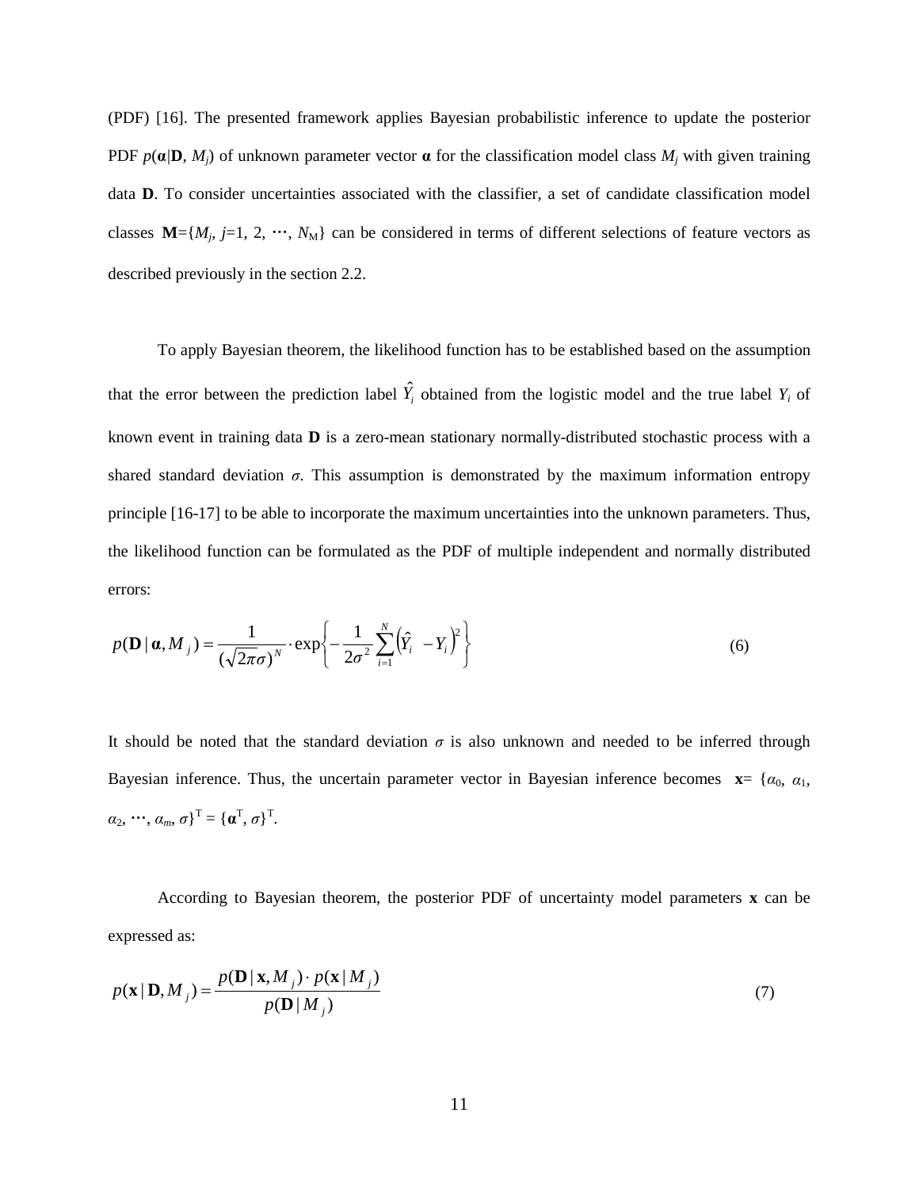(PDF) [16]. The presented framework applies Bayesian probabilistic inference to update the posterior PDF $p(\boldsymbol{\alpha}|\mathbf{D}, M_j)$ of unknown parameter vector $\boldsymbol{\alpha}$ for the classification model class $M_j$ with given training data $\mathbf{D}$. To consider uncertainties associated with the classifier, a set of candidate classification model classes $\mathbf{M}=\{M_j, j=1, 2, \cdots, N_M\}$ can be considered in terms of different selections of feature vectors as described previously in the section 2.2.

To apply Bayesian theorem, the likelihood function has to be established based on the assumption that the error between the prediction label $\hat{Y}_i$ obtained from the logistic model and the true label $Y_i$ of known event in training data $\mathbf{D}$ is a zero-mean stationary normally-distributed stochastic process with a shared standard deviation $\sigma$. This assumption is demonstrated by the maximum information entropy principle [16-17] to be able to incorporate the maximum uncertainties into the unknown parameters. Thus, the likelihood function can be formulated as the PDF of multiple independent and normally distributed errors:

$$p(\mathbf{D} \mid \boldsymbol{\alpha}, M_j) = \frac{1}{(\sqrt{2\pi}\sigma)^N} \cdot \exp\left\{ -\frac{1}{2\sigma^2} \sum_{i=1}^{N} \left( \hat{Y}_i - Y_i \right)^2 \right\} \tag{6}$$

It should be noted that the standard deviation $\sigma$ is also unknown and needed to be inferred through Bayesian inference. Thus, the uncertain parameter vector in Bayesian inference becomes $\mathbf{x}= \{\alpha_0, \alpha_1, \alpha_2, \cdots, \alpha_m, \sigma\}^{\mathrm{T}} = \{\boldsymbol{\alpha}^{\mathrm{T}}, \sigma\}^{\mathrm{T}}$.

According to Bayesian theorem, the posterior PDF of uncertainty model parameters $\mathbf{x}$ can be expressed as:

$$p(\mathbf{x} \mid \mathbf{D}, M_j) = \frac{p(\mathbf{D} \mid \mathbf{x}, M_j) \cdot p(\mathbf{x} \mid M_j)}{p(\mathbf{D} \mid M_j)} \tag{7}$$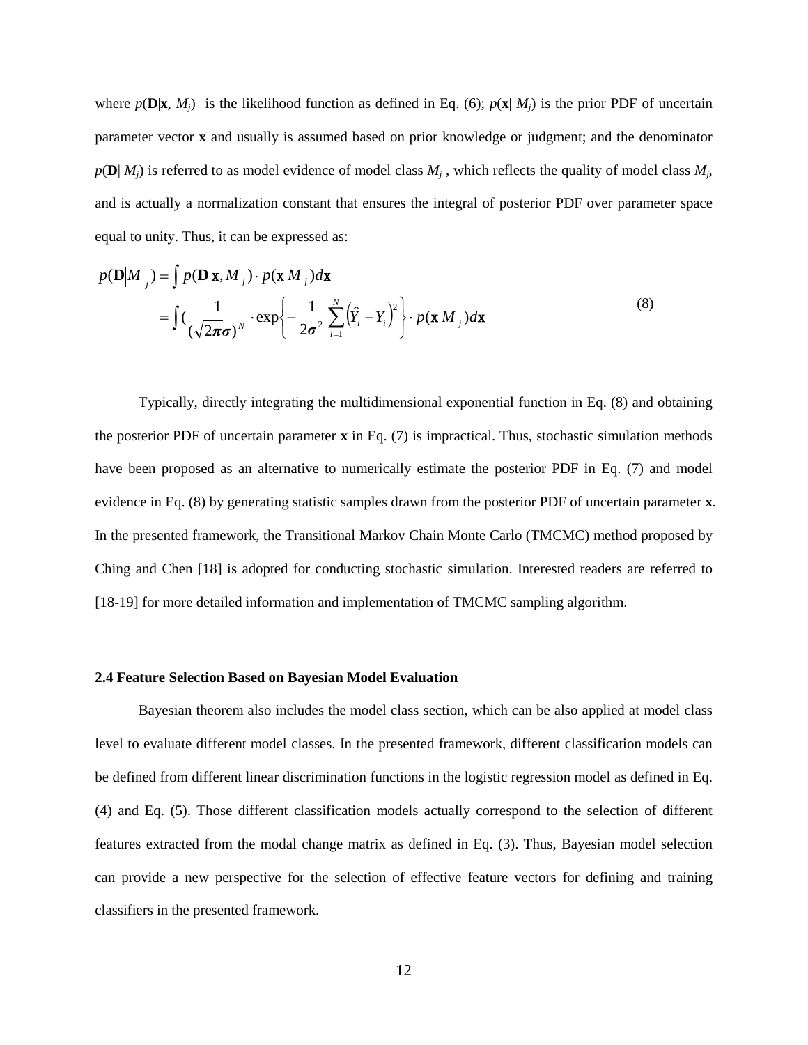where $p(\mathbf{D}|\mathbf{x}, M_j)$ is the likelihood function as defined in Eq. (6); $p(\mathbf{x}| M_j)$ is the prior PDF of uncertain parameter vector **x** and usually is assumed based on prior knowledge or judgment; and the denominator $p(\mathbf{D}| M_j)$ is referred to as model evidence of model class $M_j$ , which reflects the quality of model class $M_j$, and is actually a normalization constant that ensures the integral of posterior PDF over parameter space equal to unity. Thus, it can be expressed as:

$$
\begin{aligned}
p(\mathbf{D}|M_j) &= \int p(\mathbf{D}|\mathbf{x}, M_j) \cdot p(\mathbf{x}|M_j) d\mathbf{x} \\
&= \int (\frac{1}{(\sqrt{2\boldsymbol{\pi}}\boldsymbol{\sigma})^N} \cdot \exp\left\{-\frac{1}{2\boldsymbol{\sigma}^2}\sum_{i=1}^{N}\left(\hat{Y}_i - Y_i\right)^2\right\} \cdot p(\mathbf{x}|M_j) d\mathbf{x}
\end{aligned}
\tag{8}
$$

Typically, directly integrating the multidimensional exponential function in Eq. (8) and obtaining the posterior PDF of uncertain parameter **x** in Eq. (7) is impractical. Thus, stochastic simulation methods have been proposed as an alternative to numerically estimate the posterior PDF in Eq. (7) and model evidence in Eq. (8) by generating statistic samples drawn from the posterior PDF of uncertain parameter **x**. In the presented framework, the Transitional Markov Chain Monte Carlo (TMCMC) method proposed by Ching and Chen [18] is adopted for conducting stochastic simulation. Interested readers are referred to [18-19] for more detailed information and implementation of TMCMC sampling algorithm.

### 2.4 Feature Selection Based on Bayesian Model Evaluation

Bayesian theorem also includes the model class section, which can be also applied at model class level to evaluate different model classes. In the presented framework, different classification models can be defined from different linear discrimination functions in the logistic regression model as defined in Eq. (4) and Eq. (5). Those different classification models actually correspond to the selection of different features extracted from the modal change matrix as defined in Eq. (3). Thus, Bayesian model selection can provide a new perspective for the selection of effective feature vectors for defining and training classifiers in the presented framework.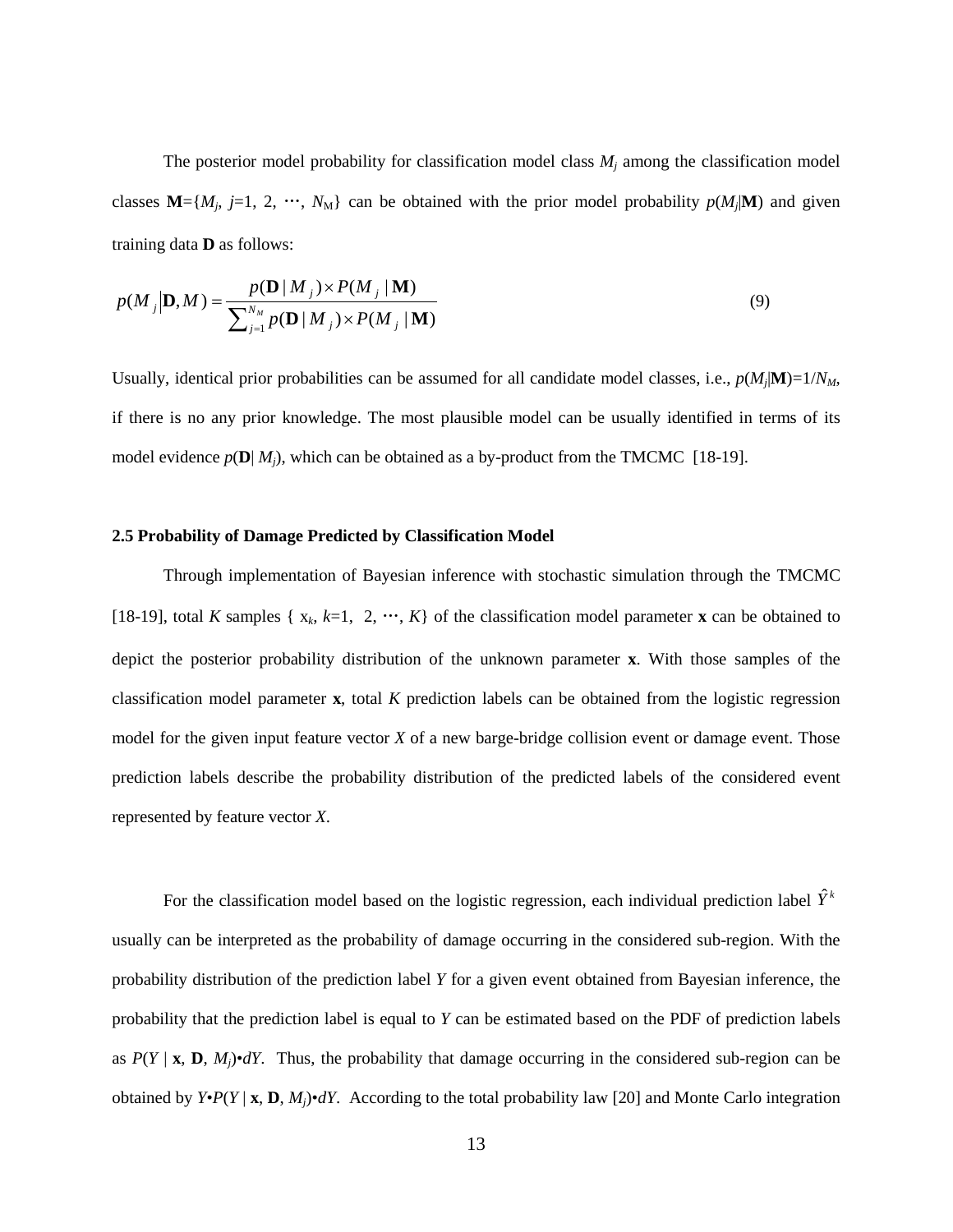The posterior model probability for classification model class $M_j$ among the classification model classes $\mathbf{M}=\{M_j, j=1, 2, \cdots, N_M\}$ can be obtained with the prior model probability $p(M_j|\mathbf{M})$ and given training data $\mathbf{D}$ as follows:

$$p(M_j|\mathbf{D}, M) = \frac{p(\mathbf{D}\,|\,M_j)\times P(M_j\,|\,\mathbf{M})}{\sum_{j=1}^{N_M} p(\mathbf{D}\,|\,M_j)\times P(M_j\,|\,\mathbf{M})} \tag{9}$$

Usually, identical prior probabilities can be assumed for all candidate model classes, i.e., $p(M_j|\mathbf{M})=1/N_M$, if there is no any prior knowledge. The most plausible model can be usually identified in terms of its model evidence $p(\mathbf{D}|\,M_j)$, which can be obtained as a by-product from the TMCMC [18-19].

### 2.5 Probability of Damage Predicted by Classification Model

Through implementation of Bayesian inference with stochastic simulation through the TMCMC [18-19], total $K$ samples $\{\mathrm{x}_k, k=1, 2, \cdots, K\}$ of the classification model parameter $\mathbf{x}$ can be obtained to depict the posterior probability distribution of the unknown parameter $\mathbf{x}$. With those samples of the classification model parameter $\mathbf{x}$, total $K$ prediction labels can be obtained from the logistic regression model for the given input feature vector $X$ of a new barge-bridge collision event or damage event. Those prediction labels describe the probability distribution of the predicted labels of the considered event represented by feature vector $X$.

For the classification model based on the logistic regression, each individual prediction label $\hat{Y}^k$ usually can be interpreted as the probability of damage occurring in the considered sub-region. With the probability distribution of the prediction label $Y$ for a given event obtained from Bayesian inference, the probability that the prediction label is equal to $Y$ can be estimated based on the PDF of prediction labels as $P(Y\,|\,\mathbf{x}, \mathbf{D}, M_j)\bullet dY$. Thus, the probability that damage occurring in the considered sub-region can be obtained by $Y\bullet P(Y\,|\,\mathbf{x}, \mathbf{D}, M_j)\bullet dY$. According to the total probability law [20] and Monte Carlo integration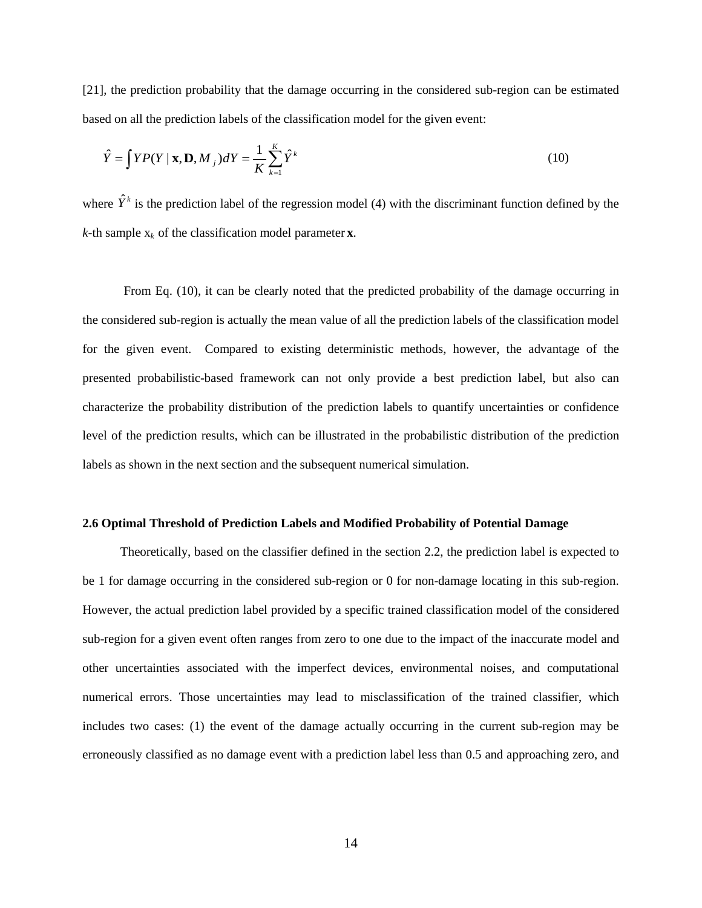[21], the prediction probability that the damage occurring in the considered sub-region can be estimated based on all the prediction labels of the classification model for the given event:

$$\hat{Y} = \int Y P(Y \mid \mathbf{x}, \mathbf{D}, M_j) dY = \frac{1}{K} \sum_{k=1}^{K} \hat{Y}^k \tag{10}$$

where $\hat{Y}^k$ is the prediction label of the regression model (4) with the discriminant function defined by the $k$-th sample $\mathrm{x}_k$ of the classification model parameter $\mathbf{x}$.

From Eq. (10), it can be clearly noted that the predicted probability of the damage occurring in the considered sub-region is actually the mean value of all the prediction labels of the classification model for the given event. Compared to existing deterministic methods, however, the advantage of the presented probabilistic-based framework can not only provide a best prediction label, but also can characterize the probability distribution of the prediction labels to quantify uncertainties or confidence level of the prediction results, which can be illustrated in the probabilistic distribution of the prediction labels as shown in the next section and the subsequent numerical simulation.

### 2.6 Optimal Threshold of Prediction Labels and Modified Probability of Potential Damage

Theoretically, based on the classifier defined in the section 2.2, the prediction label is expected to be 1 for damage occurring in the considered sub-region or 0 for non-damage locating in this sub-region. However, the actual prediction label provided by a specific trained classification model of the considered sub-region for a given event often ranges from zero to one due to the impact of the inaccurate model and other uncertainties associated with the imperfect devices, environmental noises, and computational numerical errors. Those uncertainties may lead to misclassification of the trained classifier, which includes two cases: (1) the event of the damage actually occurring in the current sub-region may be erroneously classified as no damage event with a prediction label less than 0.5 and approaching zero, and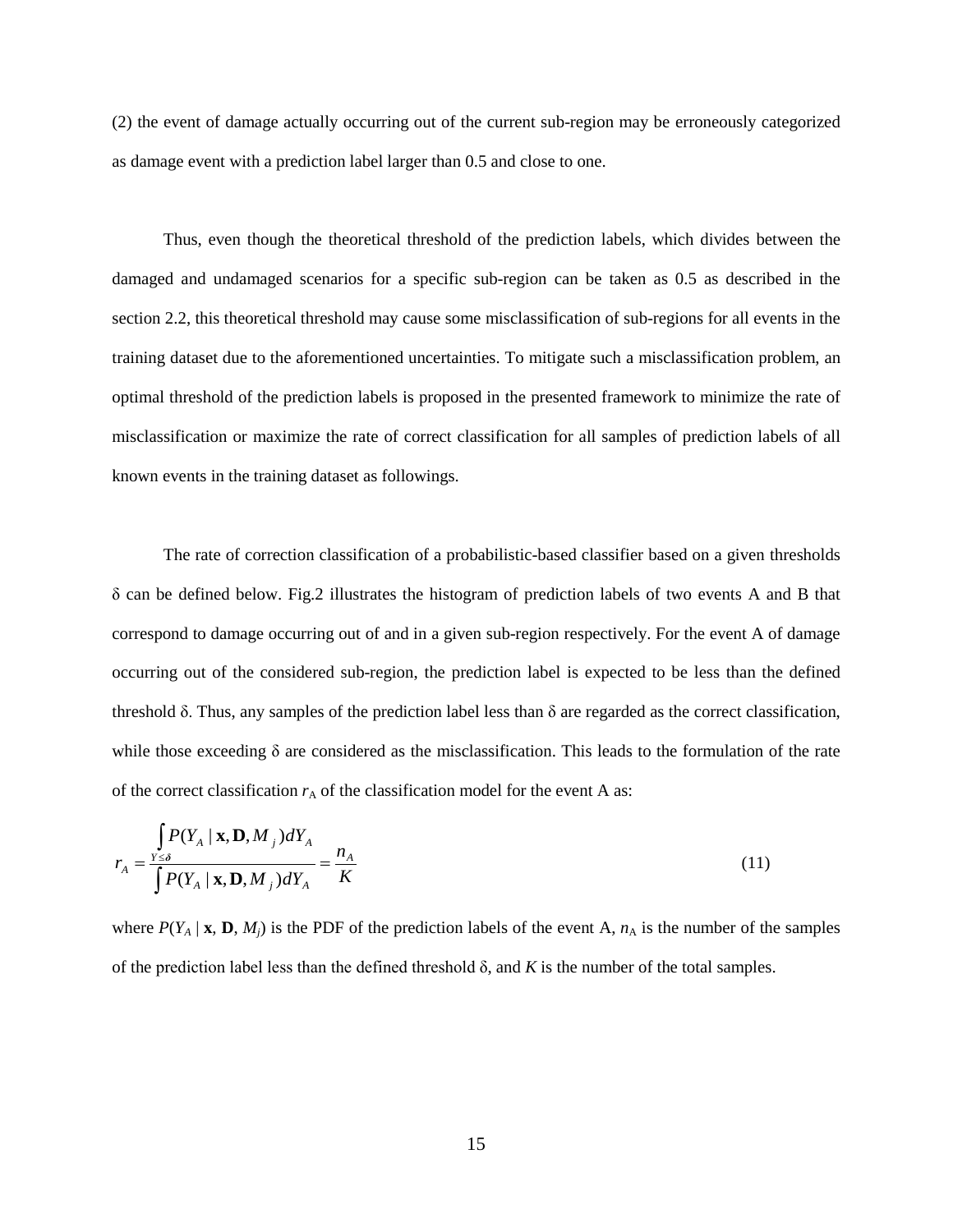(2) the event of damage actually occurring out of the current sub-region may be erroneously categorized as damage event with a prediction label larger than 0.5 and close to one.

Thus, even though the theoretical threshold of the prediction labels, which divides between the damaged and undamaged scenarios for a specific sub-region can be taken as 0.5 as described in the section 2.2, this theoretical threshold may cause some misclassification of sub-regions for all events in the training dataset due to the aforementioned uncertainties. To mitigate such a misclassification problem, an optimal threshold of the prediction labels is proposed in the presented framework to minimize the rate of misclassification or maximize the rate of correct classification for all samples of prediction labels of all known events in the training dataset as followings.

The rate of correction classification of a probabilistic-based classifier based on a given thresholds $\delta$ can be defined below. Fig.2 illustrates the histogram of prediction labels of two events A and B that correspond to damage occurring out of and in a given sub-region respectively. For the event A of damage occurring out of the considered sub-region, the prediction label is expected to be less than the defined threshold $\delta$. Thus, any samples of the prediction label less than $\delta$ are regarded as the correct classification, while those exceeding $\delta$ are considered as the misclassification. This leads to the formulation of the rate of the correct classification $r_A$ of the classification model for the event A as:

$$r_A = \frac{\int_{Y \leq \delta} P(Y_A \mid \mathbf{x}, \mathbf{D}, M_j) dY_A}{\int P(Y_A \mid \mathbf{x}, \mathbf{D}, M_j) dY_A} = \frac{n_A}{K} \tag{11}$$

where $P(Y_A \mid \mathbf{x}, \mathbf{D}, M_j)$ is the PDF of the prediction labels of the event A, $n_A$ is the number of the samples of the prediction label less than the defined threshold $\delta$, and $K$ is the number of the total samples.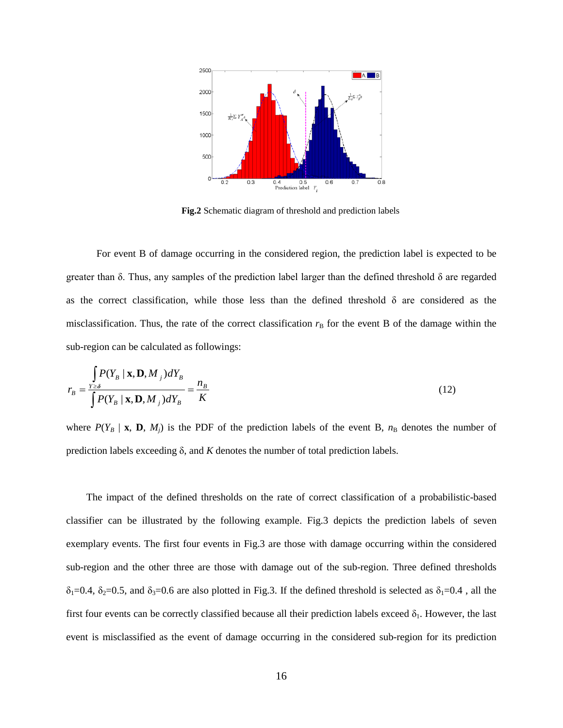**Fig.2** Schematic diagram of threshold and prediction labels

For event B of damage occurring in the considered region, the prediction label is expected to be greater than δ. Thus, any samples of the prediction label larger than the defined threshold δ are regarded as the correct classification, while those less than the defined threshold δ are considered as the misclassification. Thus, the rate of the correct classification $r_B$ for the event B of the damage within the sub-region can be calculated as followings:

$$r_B = \frac{\int_{Y \geq \delta} P(Y_B \mid \mathbf{x}, \mathbf{D}, M_j) dY_B}{\int P(Y_B \mid \mathbf{x}, \mathbf{D}, M_j) dY_B} = \frac{n_B}{K} \tag{12}$$

where $P(Y_B \mid \mathbf{x}, \mathbf{D}, M_j)$ is the PDF of the prediction labels of the event B, $n_B$ denotes the number of prediction labels exceeding δ, and $K$ denotes the number of total prediction labels.

The impact of the defined thresholds on the rate of correct classification of a probabilistic-based classifier can be illustrated by the following example. Fig.3 depicts the prediction labels of seven exemplary events. The first four events in Fig.3 are those with damage occurring within the considered sub-region and the other three are those with damage out of the sub-region. Three defined thresholds $\delta_1$=0.4, $\delta_2$=0.5, and $\delta_3$=0.6 are also plotted in Fig.3. If the defined threshold is selected as $\delta_1$=0.4 , all the first four events can be correctly classified because all their prediction labels exceed $\delta_1$. However, the last event is misclassified as the event of damage occurring in the considered sub-region for its prediction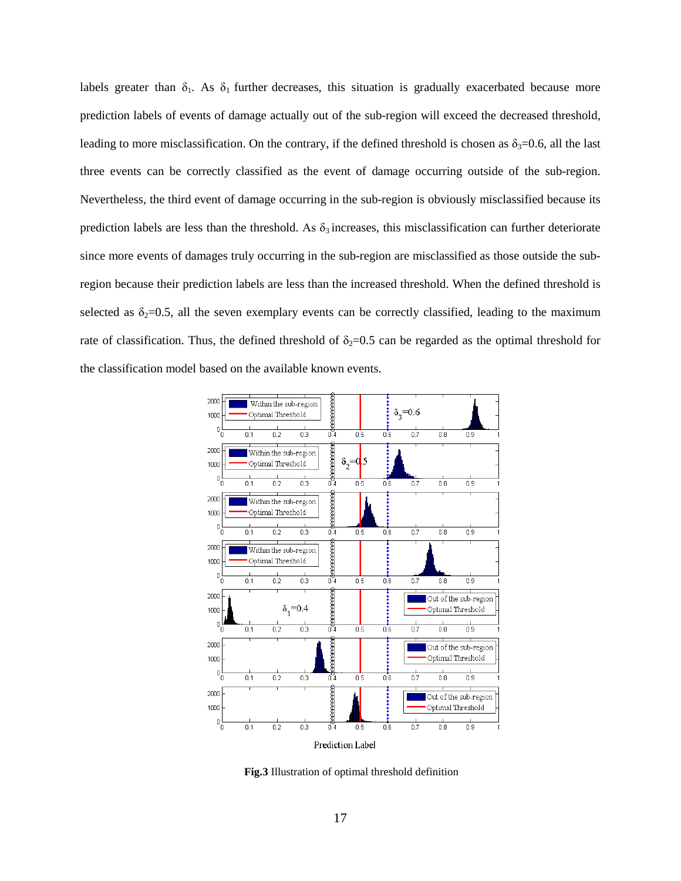labels greater than $\delta_1$. As $\delta_1$ further decreases, this situation is gradually exacerbated because more prediction labels of events of damage actually out of the sub-region will exceed the decreased threshold, leading to more misclassification. On the contrary, if the defined threshold is chosen as $\delta_3$=0.6, all the last three events can be correctly classified as the event of damage occurring outside of the sub-region. Nevertheless, the third event of damage occurring in the sub-region is obviously misclassified because its prediction labels are less than the threshold. As $\delta_3$ increases, this misclassification can further deteriorate since more events of damages truly occurring in the sub-region are misclassified as those outside the sub-region because their prediction labels are less than the increased threshold. When the defined threshold is selected as $\delta_2$=0.5, all the seven exemplary events can be correctly classified, leading to the maximum rate of classification. Thus, the defined threshold of $\delta_2$=0.5 can be regarded as the optimal threshold for the classification model based on the available known events.

**Fig.3** Illustration of optimal threshold definition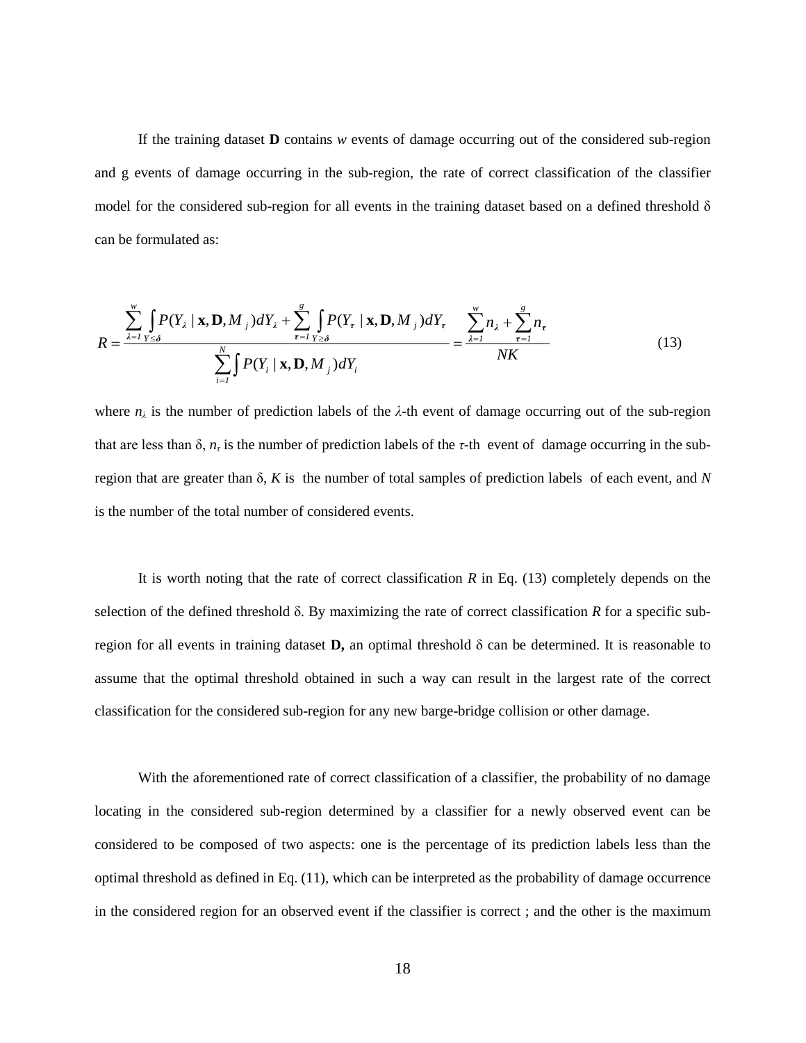If the training dataset **D** contains *w* events of damage occurring out of the considered sub-region and g events of damage occurring in the sub-region, the rate of correct classification of the classifier model for the considered sub-region for all events in the training dataset based on a defined threshold δ can be formulated as:

$$R = \frac{\sum_{\lambda=1}^{w} \int_{Y \le \delta} P(Y_\lambda \mid \mathbf{x}, \mathbf{D}, M_j) dY_\lambda + \sum_{\tau=1}^{g} \int_{Y \ge \delta} P(Y_\tau \mid \mathbf{x}, \mathbf{D}, M_j) dY_\tau}{\sum_{i=1}^{N} \int P(Y_i \mid \mathbf{x}, \mathbf{D}, M_j) dY_i} = \frac{\sum_{\lambda=1}^{w} n_\lambda + \sum_{\tau=1}^{g} n_\tau}{NK} \tag{13}$$

where $n_\lambda$ is the number of prediction labels of the $\lambda$-th event of damage occurring out of the sub-region that are less than δ, $n_\tau$ is the number of prediction labels of the $\tau$-th event of damage occurring in the sub-region that are greater than δ, *K* is the number of total samples of prediction labels of each event, and *N* is the number of the total number of considered events.

It is worth noting that the rate of correct classification *R* in Eq. (13) completely depends on the selection of the defined threshold δ. By maximizing the rate of correct classification *R* for a specific sub-region for all events in training dataset **D,** an optimal threshold δ can be determined. It is reasonable to assume that the optimal threshold obtained in such a way can result in the largest rate of the correct classification for the considered sub-region for any new barge-bridge collision or other damage.

With the aforementioned rate of correct classification of a classifier, the probability of no damage locating in the considered sub-region determined by a classifier for a newly observed event can be considered to be composed of two aspects: one is the percentage of its prediction labels less than the optimal threshold as defined in Eq. (11), which can be interpreted as the probability of damage occurrence in the considered region for an observed event if the classifier is correct ; and the other is the maximum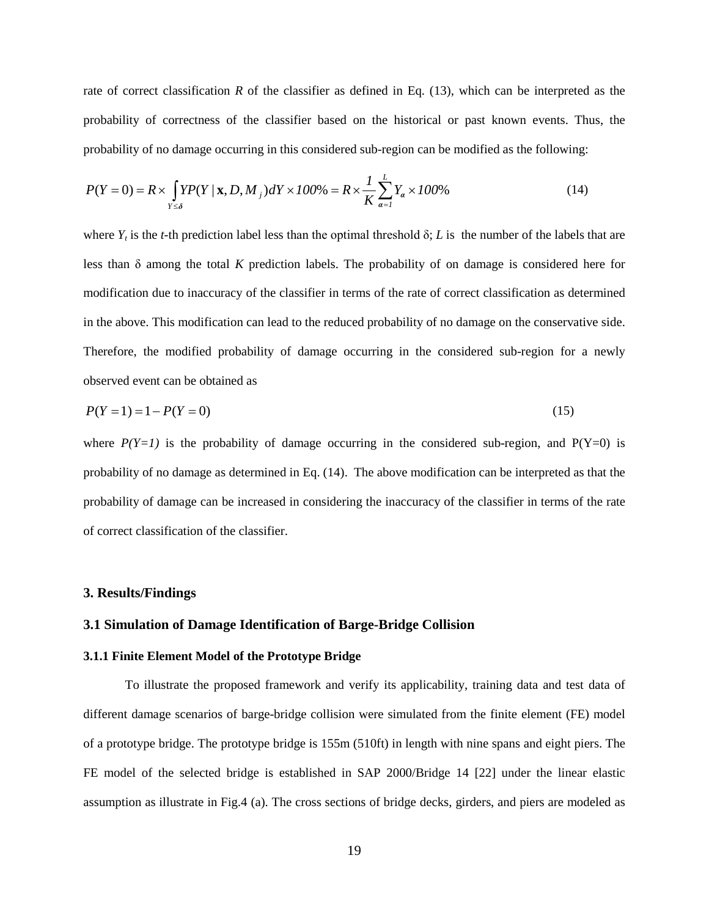rate of correct classification $R$ of the classifier as defined in Eq. (13), which can be interpreted as the probability of correctness of the classifier based on the historical or past known events. Thus, the probability of no damage occurring in this considered sub-region can be modified as the following:

$$P(Y=0) = R \times \int_{Y \leq \delta} YP(Y \mid \mathbf{x}, D, M_j) dY \times 100\% = R \times \frac{1}{K} \sum_{\alpha=1}^{L} Y_\alpha \times 100\% \tag{14}$$

where $Y_t$ is the $t$-th prediction label less than the optimal threshold δ; $L$ is the number of the labels that are less than δ among the total $K$ prediction labels. The probability of on damage is considered here for modification due to inaccuracy of the classifier in terms of the rate of correct classification as determined in the above. This modification can lead to the reduced probability of no damage on the conservative side. Therefore, the modified probability of damage occurring in the considered sub-region for a newly observed event can be obtained as

$$P(Y=1) = 1 - P(Y=0) \tag{15}$$

where $P(Y=1)$ is the probability of damage occurring in the considered sub-region, and $P(Y=0)$ is probability of no damage as determined in Eq. (14). The above modification can be interpreted as that the probability of damage can be increased in considering the inaccuracy of the classifier in terms of the rate of correct classification of the classifier.

## 3. Results/Findings

### 3.1 Simulation of Damage Identification of Barge-Bridge Collision

#### 3.1.1 Finite Element Model of the Prototype Bridge

To illustrate the proposed framework and verify its applicability, training data and test data of different damage scenarios of barge-bridge collision were simulated from the finite element (FE) model of a prototype bridge. The prototype bridge is 155m (510ft) in length with nine spans and eight piers. The FE model of the selected bridge is established in SAP 2000/Bridge 14 [22] under the linear elastic assumption as illustrate in Fig.4 (a). The cross sections of bridge decks, girders, and piers are modeled as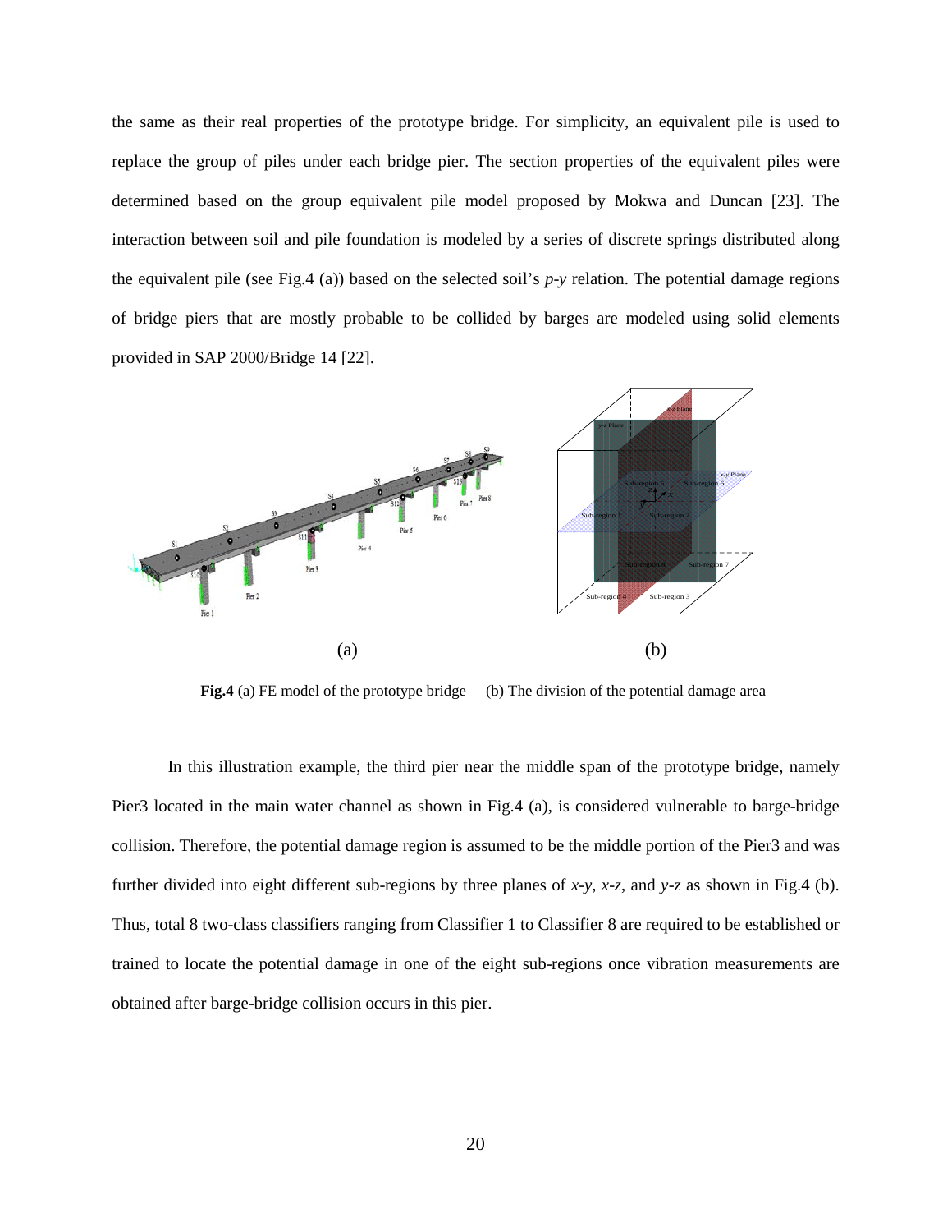the same as their real properties of the prototype bridge. For simplicity, an equivalent pile is used to replace the group of piles under each bridge pier. The section properties of the equivalent piles were determined based on the group equivalent pile model proposed by Mokwa and Duncan [23]. The interaction between soil and pile foundation is modeled by a series of discrete springs distributed along the equivalent pile (see Fig.4 (a)) based on the selected soil's *p-y* relation. The potential damage regions of bridge piers that are mostly probable to be collided by barges are modeled using solid elements provided in SAP 2000/Bridge 14 [22].

**Fig.4** (a) FE model of the prototype bridge (b) The division of the potential damage area

In this illustration example, the third pier near the middle span of the prototype bridge, namely Pier3 located in the main water channel as shown in Fig.4 (a), is considered vulnerable to barge-bridge collision. Therefore, the potential damage region is assumed to be the middle portion of the Pier3 and was further divided into eight different sub-regions by three planes of *x-y*, *x-z*, and *y-z* as shown in Fig.4 (b). Thus, total 8 two-class classifiers ranging from Classifier 1 to Classifier 8 are required to be established or trained to locate the potential damage in one of the eight sub-regions once vibration measurements are obtained after barge-bridge collision occurs in this pier.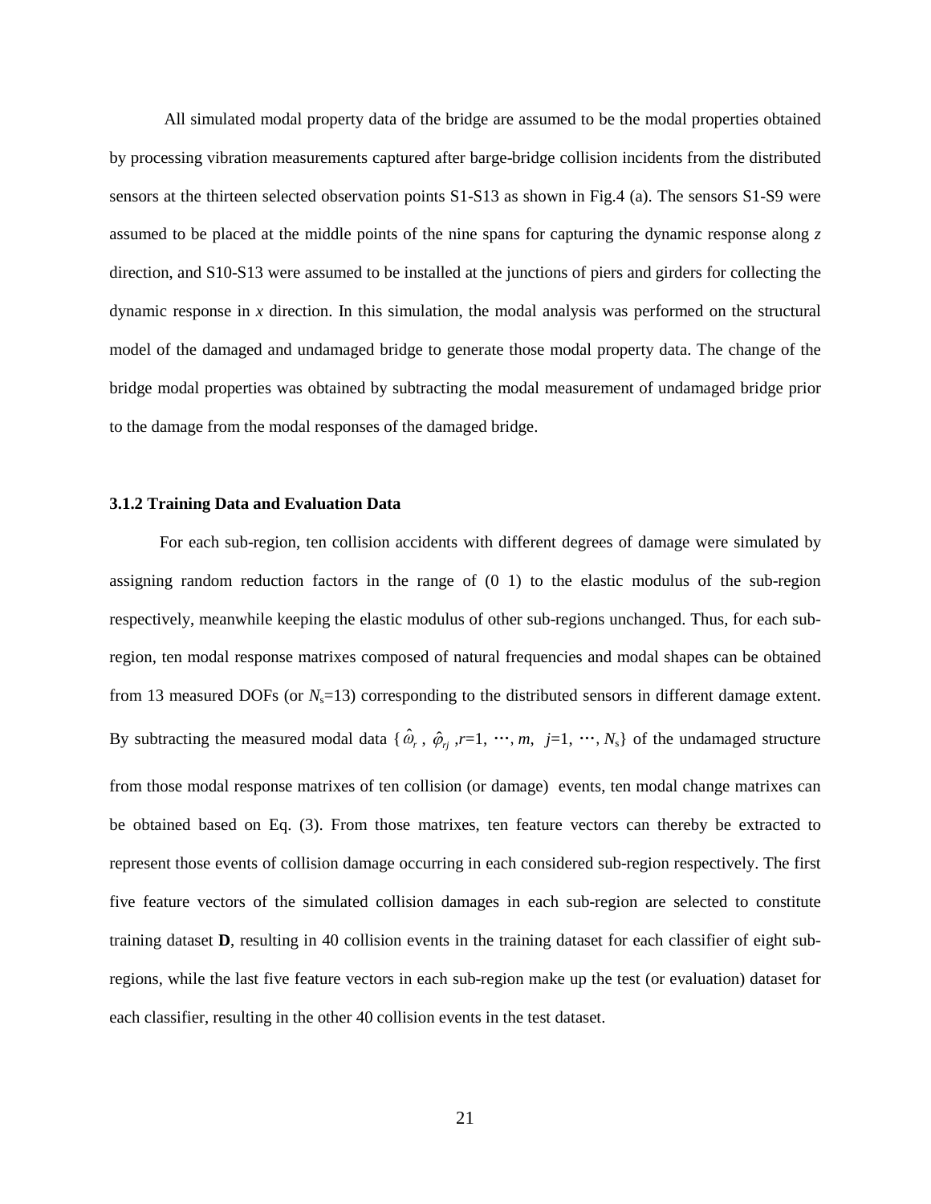All simulated modal property data of the bridge are assumed to be the modal properties obtained by processing vibration measurements captured after barge-bridge collision incidents from the distributed sensors at the thirteen selected observation points S1-S13 as shown in Fig.4 (a). The sensors S1-S9 were assumed to be placed at the middle points of the nine spans for capturing the dynamic response along *z* direction, and S10-S13 were assumed to be installed at the junctions of piers and girders for collecting the dynamic response in *x* direction. In this simulation, the modal analysis was performed on the structural model of the damaged and undamaged bridge to generate those modal property data. The change of the bridge modal properties was obtained by subtracting the modal measurement of undamaged bridge prior to the damage from the modal responses of the damaged bridge.

### 3.1.2 Training Data and Evaluation Data

For each sub-region, ten collision accidents with different degrees of damage were simulated by assigning random reduction factors in the range of (0 1) to the elastic modulus of the sub-region respectively, meanwhile keeping the elastic modulus of other sub-regions unchanged. Thus, for each sub-region, ten modal response matrixes composed of natural frequencies and modal shapes can be obtained from 13 measured DOFs (or $N_s$=13) corresponding to the distributed sensors in different damage extent. By subtracting the measured modal data $\{\hat{\omega}_r, \hat{\varphi}_{rj}, r=1, \cdots, m, \ j=1, \cdots, N_s\}$ of the undamaged structure from those modal response matrixes of ten collision (or damage) events, ten modal change matrixes can be obtained based on Eq. (3). From those matrixes, ten feature vectors can thereby be extracted to represent those events of collision damage occurring in each considered sub-region respectively. The first five feature vectors of the simulated collision damages in each sub-region are selected to constitute training dataset **D**, resulting in 40 collision events in the training dataset for each classifier of eight sub-regions, while the last five feature vectors in each sub-region make up the test (or evaluation) dataset for each classifier, resulting in the other 40 collision events in the test dataset.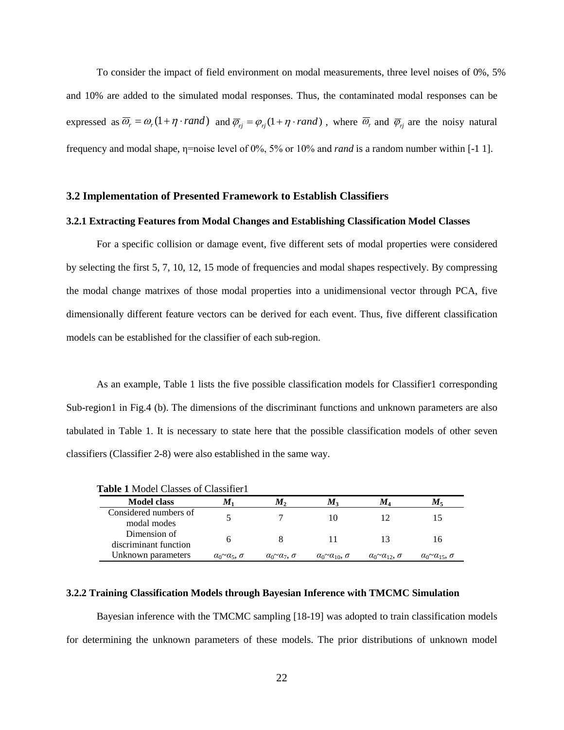To consider the impact of field environment on modal measurements, three level noises of 0%, 5% and 10% are added to the simulated modal responses. Thus, the contaminated modal responses can be expressed as $\overline{\omega}_r = \omega_r(1+\eta \cdot rand)$ and $\overline{\varphi}_{rj} = \varphi_{rj}(1+\eta \cdot rand)$, where $\overline{\omega}_r$ and $\overline{\varphi}_{rj}$ are the noisy natural frequency and modal shape, η=noise level of 0%, 5% or 10% and *rand* is a random number within [-1 1].

### 3.2 Implementation of Presented Framework to Establish Classifiers

#### 3.2.1 Extracting Features from Modal Changes and Establishing Classification Model Classes

For a specific collision or damage event, five different sets of modal properties were considered by selecting the first 5, 7, 10, 12, 15 mode of frequencies and modal shapes respectively. By compressing the modal change matrixes of those modal properties into a unidimensional vector through PCA, five dimensionally different feature vectors can be derived for each event. Thus, five different classification models can be established for the classifier of each sub-region.

As an example, Table 1 lists the five possible classification models for Classifier1 corresponding Sub-region1 in Fig.4 (b). The dimensions of the discriminant functions and unknown parameters are also tabulated in Table 1. It is necessary to state here that the possible classification models of other seven classifiers (Classifier 2-8) were also established in the same way.

**Table 1** Model Classes of Classifier1

| Model class | $M_1$ | $M_2$ | $M_3$ | $M_4$ | $M_5$ |
|---|---|---|---|---|---|
| Considered numbers of modal modes | 5 | 7 | 10 | 12 | 15 |
| Dimension of discriminant function | 6 | 8 | 11 | 13 | 16 |
| Unknown parameters | $\alpha_0$~$\alpha_5$, $\sigma$ | $\alpha_0$~$\alpha_7$, $\sigma$ | $\alpha_0$~$\alpha_{10}$, $\sigma$ | $\alpha_0$~$\alpha_{12}$, $\sigma$ | $\alpha_0$~$\alpha_{15}$, $\sigma$ |

#### 3.2.2 Training Classification Models through Bayesian Inference with TMCMC Simulation

Bayesian inference with the TMCMC sampling [18-19] was adopted to train classification models for determining the unknown parameters of these models. The prior distributions of unknown model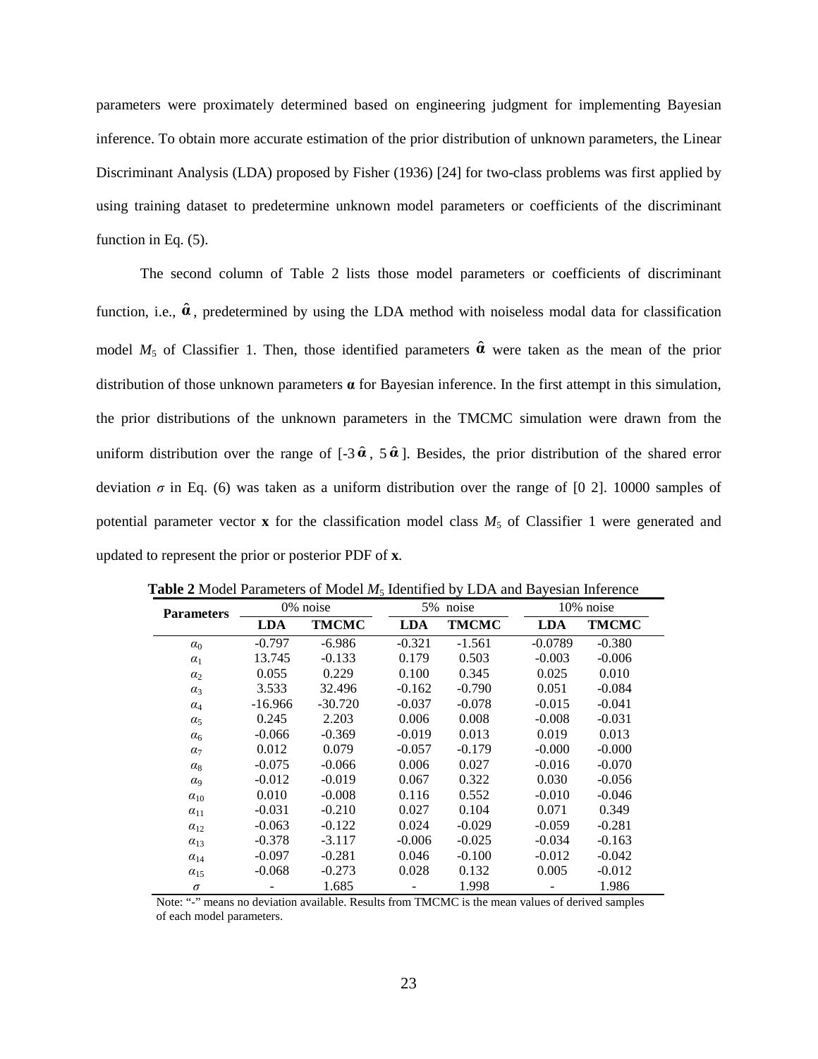parameters were proximately determined based on engineering judgment for implementing Bayesian inference. To obtain more accurate estimation of the prior distribution of unknown parameters, the Linear Discriminant Analysis (LDA) proposed by Fisher (1936) [24] for two-class problems was first applied by using training dataset to predetermine unknown model parameters or coefficients of the discriminant function in Eq. (5).

The second column of Table 2 lists those model parameters or coefficients of discriminant function, i.e., $\hat{\boldsymbol{\alpha}}$, predetermined by using the LDA method with noiseless modal data for classification model $M_5$ of Classifier 1. Then, those identified parameters $\hat{\boldsymbol{\alpha}}$ were taken as the mean of the prior distribution of those unknown parameters $\boldsymbol{\alpha}$ for Bayesian inference. In the first attempt in this simulation, the prior distributions of the unknown parameters in the TMCMC simulation were drawn from the uniform distribution over the range of [-3 $\hat{\boldsymbol{\alpha}}$, 5 $\hat{\boldsymbol{\alpha}}$]. Besides, the prior distribution of the shared error deviation $\sigma$ in Eq. (6) was taken as a uniform distribution over the range of [0 2]. 10000 samples of potential parameter vector $\mathbf{x}$ for the classification model class $M_5$ of Classifier 1 were generated and updated to represent the prior or posterior PDF of $\mathbf{x}$.

**Table 2** Model Parameters of Model $M_5$ Identified by LDA and Bayesian Inference

| Parameters | 0% noise | | 5% noise | | 10% noise | |
|---|---|---|---|---|---|---|
| | **LDA** | **TMCMC** | **LDA** | **TMCMC** | **LDA** | **TMCMC** |
| $\alpha_0$ | -0.797 | -6.986 | -0.321 | -1.561 | -0.0789 | -0.380 |
| $\alpha_1$ | 13.745 | -0.133 | 0.179 | 0.503 | -0.003 | -0.006 |
| $\alpha_2$ | 0.055 | 0.229 | 0.100 | 0.345 | 0.025 | 0.010 |
| $\alpha_3$ | 3.533 | 32.496 | -0.162 | -0.790 | 0.051 | -0.084 |
| $\alpha_4$ | -16.966 | -30.720 | -0.037 | -0.078 | -0.015 | -0.041 |
| $\alpha_5$ | 0.245 | 2.203 | 0.006 | 0.008 | -0.008 | -0.031 |
| $\alpha_6$ | -0.066 | -0.369 | -0.019 | 0.013 | 0.019 | 0.013 |
| $\alpha_7$ | 0.012 | 0.079 | -0.057 | -0.179 | -0.000 | -0.000 |
| $\alpha_8$ | -0.075 | -0.066 | 0.006 | 0.027 | -0.016 | -0.070 |
| $\alpha_9$ | -0.012 | -0.019 | 0.067 | 0.322 | 0.030 | -0.056 |
| $\alpha_{10}$ | 0.010 | -0.008 | 0.116 | 0.552 | -0.010 | -0.046 |
| $\alpha_{11}$ | -0.031 | -0.210 | 0.027 | 0.104 | 0.071 | 0.349 |
| $\alpha_{12}$ | -0.063 | -0.122 | 0.024 | -0.029 | -0.059 | -0.281 |
| $\alpha_{13}$ | -0.378 | -3.117 | -0.006 | -0.025 | -0.034 | -0.163 |
| $\alpha_{14}$ | -0.097 | -0.281 | 0.046 | -0.100 | -0.012 | -0.042 |
| $\alpha_{15}$ | -0.068 | -0.273 | 0.028 | 0.132 | 0.005 | -0.012 |
| $\sigma$ | - | 1.685 | - | 1.998 | - | 1.986 |

Note: "-" means no deviation available. Results from TMCMC is the mean values of derived samples of each model parameters.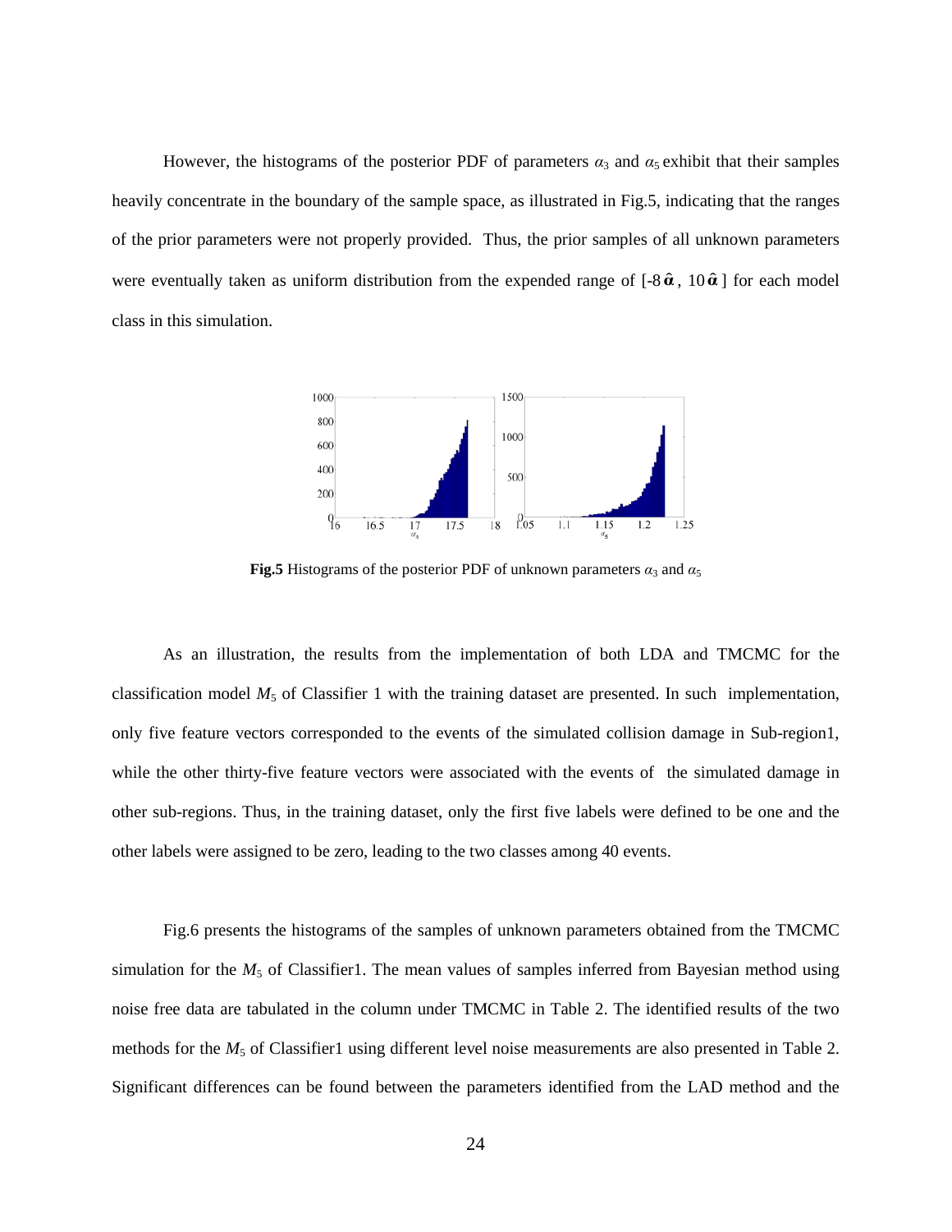However, the histograms of the posterior PDF of parameters $\alpha_3$ and $\alpha_5$ exhibit that their samples heavily concentrate in the boundary of the sample space, as illustrated in Fig.5, indicating that the ranges of the prior parameters were not properly provided. Thus, the prior samples of all unknown parameters were eventually taken as uniform distribution from the expended range of [-8$\hat{\boldsymbol{\alpha}}$, 10$\hat{\boldsymbol{\alpha}}$] for each model class in this simulation.

**Fig.5** Histograms of the posterior PDF of unknown parameters $\alpha_3$ and $\alpha_5$

As an illustration, the results from the implementation of both LDA and TMCMC for the classification model $M_5$ of Classifier 1 with the training dataset are presented. In such implementation, only five feature vectors corresponded to the events of the simulated collision damage in Sub-region1, while the other thirty-five feature vectors were associated with the events of the simulated damage in other sub-regions. Thus, in the training dataset, only the first five labels were defined to be one and the other labels were assigned to be zero, leading to the two classes among 40 events.

Fig.6 presents the histograms of the samples of unknown parameters obtained from the TMCMC simulation for the $M_5$ of Classifier1. The mean values of samples inferred from Bayesian method using noise free data are tabulated in the column under TMCMC in Table 2. The identified results of the two methods for the $M_5$ of Classifier1 using different level noise measurements are also presented in Table 2. Significant differences can be found between the parameters identified from the LAD method and the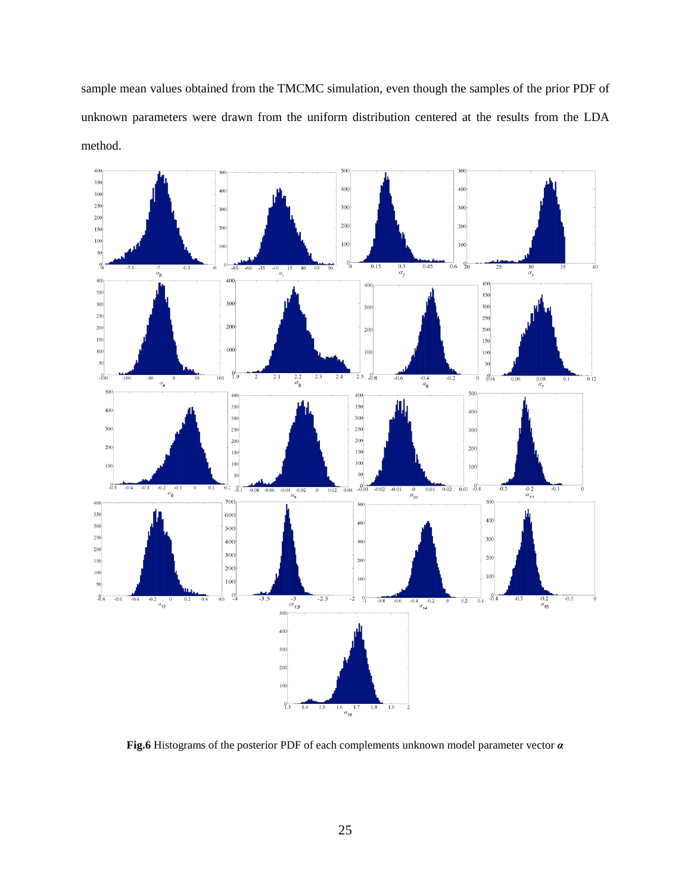sample mean values obtained from the TMCMC simulation, even though the samples of the prior PDF of unknown parameters were drawn from the uniform distribution centered at the results from the LDA method.

**Fig.6** Histograms of the posterior PDF of each complements unknown model parameter vector $\boldsymbol{\alpha}$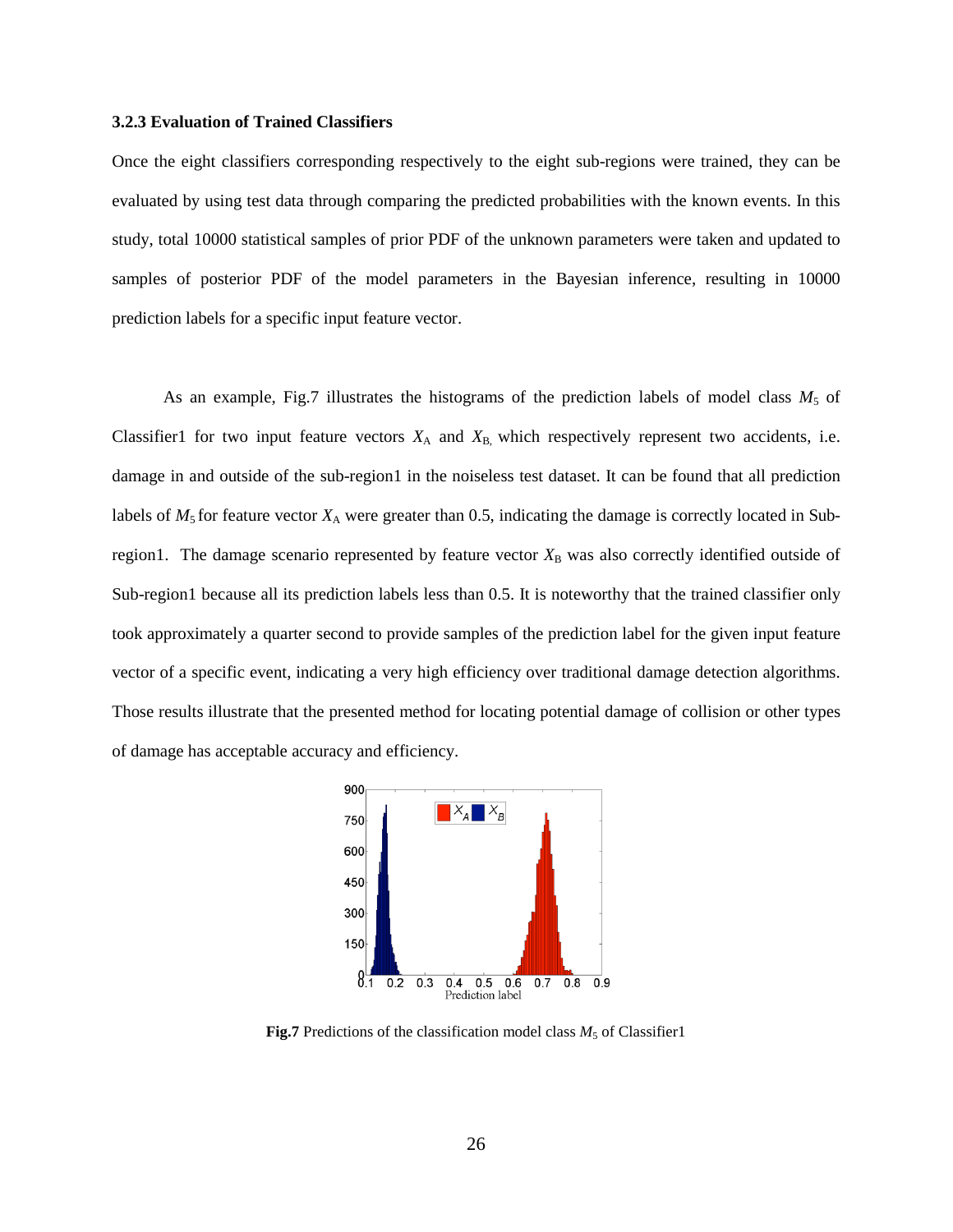### 3.2.3 Evaluation of Trained Classifiers

Once the eight classifiers corresponding respectively to the eight sub-regions were trained, they can be evaluated by using test data through comparing the predicted probabilities with the known events. In this study, total 10000 statistical samples of prior PDF of the unknown parameters were taken and updated to samples of posterior PDF of the model parameters in the Bayesian inference, resulting in 10000 prediction labels for a specific input feature vector.

As an example, Fig.7 illustrates the histograms of the prediction labels of model class $M_5$ of Classifier1 for two input feature vectors $X_\mathrm{A}$ and $X_\mathrm{B,}$ which respectively represent two accidents, i.e. damage in and outside of the sub-region1 in the noiseless test dataset. It can be found that all prediction labels of $M_5$ for feature vector $X_\mathrm{A}$ were greater than 0.5, indicating the damage is correctly located in Sub-region1. The damage scenario represented by feature vector $X_\mathrm{B}$ was also correctly identified outside of Sub-region1 because all its prediction labels less than 0.5. It is noteworthy that the trained classifier only took approximately a quarter second to provide samples of the prediction label for the given input feature vector of a specific event, indicating a very high efficiency over traditional damage detection algorithms. Those results illustrate that the presented method for locating potential damage of collision or other types of damage has acceptable accuracy and efficiency.

**Fig.7** Predictions of the classification model class $M_5$ of Classifier1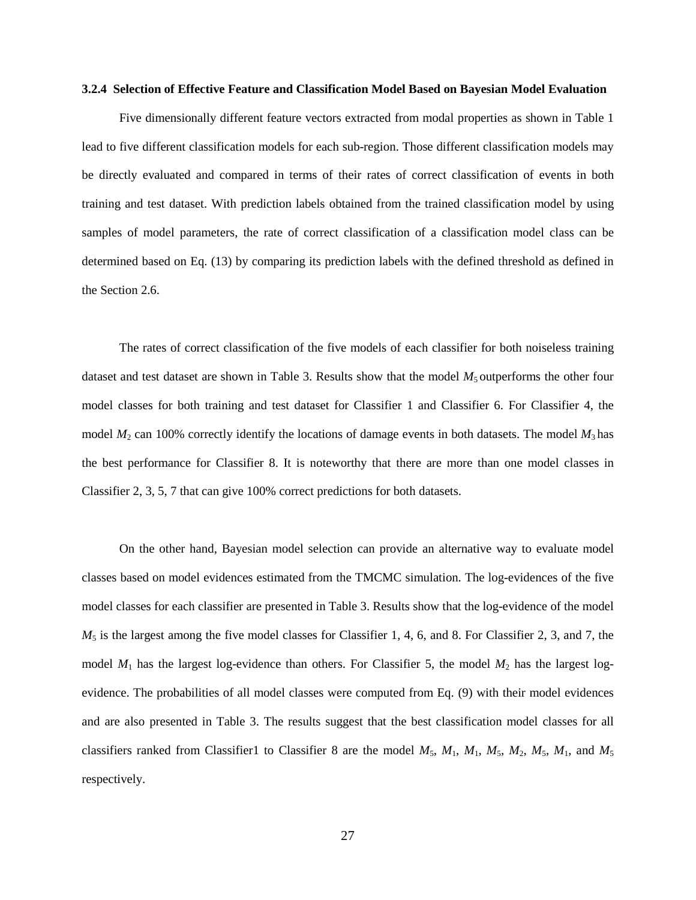### 3.2.4 Selection of Effective Feature and Classification Model Based on Bayesian Model Evaluation

Five dimensionally different feature vectors extracted from modal properties as shown in Table 1 lead to five different classification models for each sub-region. Those different classification models may be directly evaluated and compared in terms of their rates of correct classification of events in both training and test dataset. With prediction labels obtained from the trained classification model by using samples of model parameters, the rate of correct classification of a classification model class can be determined based on Eq. (13) by comparing its prediction labels with the defined threshold as defined in the Section 2.6.

The rates of correct classification of the five models of each classifier for both noiseless training dataset and test dataset are shown in Table 3. Results show that the model $M_5$ outperforms the other four model classes for both training and test dataset for Classifier 1 and Classifier 6. For Classifier 4, the model $M_2$ can 100% correctly identify the locations of damage events in both datasets. The model $M_3$ has the best performance for Classifier 8. It is noteworthy that there are more than one model classes in Classifier 2, 3, 5, 7 that can give 100% correct predictions for both datasets.

On the other hand, Bayesian model selection can provide an alternative way to evaluate model classes based on model evidences estimated from the TMCMC simulation. The log-evidences of the five model classes for each classifier are presented in Table 3. Results show that the log-evidence of the model $M_5$ is the largest among the five model classes for Classifier 1, 4, 6, and 8. For Classifier 2, 3, and 7, the model $M_1$ has the largest log-evidence than others. For Classifier 5, the model $M_2$ has the largest log-evidence. The probabilities of all model classes were computed from Eq. (9) with their model evidences and are also presented in Table 3. The results suggest that the best classification model classes for all classifiers ranked from Classifier1 to Classifier 8 are the model $M_5$, $M_1$, $M_1$, $M_5$, $M_2$, $M_5$, $M_1$, and $M_5$ respectively.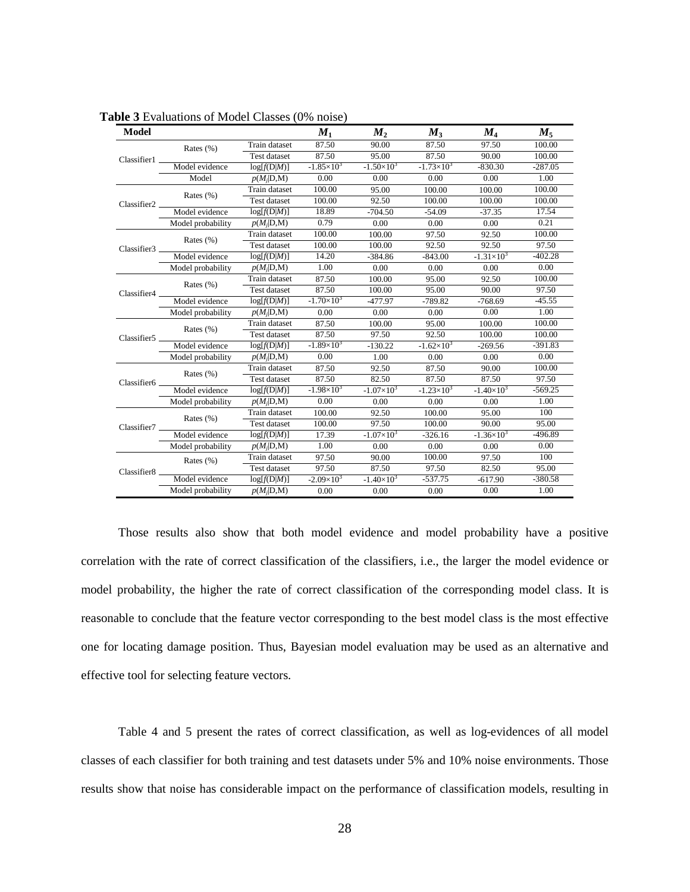**Table 3** Evaluations of Model Classes (0% noise)

| Model | | | $M_1$ | $M_2$ | $M_3$ | $M_4$ | $M_5$ |
|---|---|---|---|---|---|---|---|
| Classifier1 | Rates (%) | Train dataset | 87.50 | 90.00 | 87.50 | 97.50 | 100.00 |
| | | Test dataset | 87.50 | 95.00 | 87.50 | 90.00 | 100.00 |
| | Model evidence | $\log[f(D\|M)]$ | $-1.85\times10^3$ | $-1.50\times10^3$ | $-1.73\times10^3$ | -830.30 | -287.05 |
| | Model | $p(M_j\|D,M)$ | 0.00 | 0.00 | 0.00 | 0.00 | 1.00 |
| Classifier2 | Rates (%) | Train dataset | 100.00 | 95.00 | 100.00 | 100.00 | 100.00 |
| | | Test dataset | 100.00 | 92.50 | 100.00 | 100.00 | 100.00 |
| | Model evidence | $\log[f(D\|M)]$ | 18.89 | -704.50 | -54.09 | -37.35 | 17.54 |
| | Model probability | $p(M_j\|D,M)$ | 0.79 | 0.00 | 0.00 | 0.00 | 0.21 |
| Classifier3 | Rates (%) | Train dataset | 100.00 | 100.00 | 97.50 | 92.50 | 100.00 |
| | | Test dataset | 100.00 | 100.00 | 92.50 | 92.50 | 97.50 |
| | Model evidence | $\log[f(D\|M)]$ | 14.20 | -384.86 | -843.00 | $-1.31\times10^3$ | -402.28 |
| | Model probability | $p(M_j\|D,M)$ | 1.00 | 0.00 | 0.00 | 0.00 | 0.00 |
| Classifier4 | Rates (%) | Train dataset | 87.50 | 100.00 | 95.00 | 92.50 | 100.00 |
| | | Test dataset | 87.50 | 100.00 | 95.00 | 90.00 | 97.50 |
| | Model evidence | $\log[f(D\|M)]$ | $-1.70\times10^3$ | -477.97 | -789.82 | -768.69 | -45.55 |
| | Model probability | $p(M_j\|D,M)$ | 0.00 | 0.00 | 0.00 | 0.00 | 1.00 |
| Classifier5 | Rates (%) | Train dataset | 87.50 | 100.00 | 95.00 | 100.00 | 100.00 |
| | | Test dataset | 87.50 | 97.50 | 92.50 | 100.00 | 100.00 |
| | Model evidence | $\log[f(D\|M)]$ | $-1.89\times10^3$ | -130.22 | $-1.62\times10^3$ | -269.56 | -391.83 |
| | Model probability | $p(M_j\|D,M)$ | 0.00 | 1.00 | 0.00 | 0.00 | 0.00 |
| Classifier6 | Rates (%) | Train dataset | 87.50 | 92.50 | 87.50 | 90.00 | 100.00 |
| | | Test dataset | 87.50 | 82.50 | 87.50 | 87.50 | 97.50 |
| | Model evidence | $\log[f(D\|M)]$ | $-1.98\times10^3$ | $-1.07\times10^3$ | $-1.23\times10^3$ | $-1.40\times10^3$ | -569.25 |
| | Model probability | $p(M_j\|D,M)$ | 0.00 | 0.00 | 0.00 | 0.00 | 1.00 |
| Classifier7 | Rates (%) | Train dataset | 100.00 | 92.50 | 100.00 | 95.00 | 100 |
| | | Test dataset | 100.00 | 97.50 | 100.00 | 90.00 | 95.00 |
| | Model evidence | $\log[f(D\|M)]$ | 17.39 | $-1.07\times10^3$ | -326.16 | $-1.36\times10^3$ | -496.89 |
| | Model probability | $p(M_j\|D,M)$ | 1.00 | 0.00 | 0.00 | 0.00 | 0.00 |
| Classifier8 | Rates (%) | Train dataset | 97.50 | 90.00 | 100.00 | 97.50 | 100 |
| | | Test dataset | 97.50 | 87.50 | 97.50 | 82.50 | 95.00 |
| | Model evidence | $\log[f(D\|M)]$ | $-2.09\times10^3$ | $-1.40\times10^3$ | -537.75 | -617.90 | -380.58 |
| | Model probability | $p(M_j\|D,M)$ | 0.00 | 0.00 | 0.00 | 0.00 | 1.00 |

Those results also show that both model evidence and model probability have a positive correlation with the rate of correct classification of the classifiers, i.e., the larger the model evidence or model probability, the higher the rate of correct classification of the corresponding model class. It is reasonable to conclude that the feature vector corresponding to the best model class is the most effective one for locating damage position. Thus, Bayesian model evaluation may be used as an alternative and effective tool for selecting feature vectors.

Table 4 and 5 present the rates of correct classification, as well as log-evidences of all model classes of each classifier for both training and test datasets under 5% and 10% noise environments. Those results show that noise has considerable impact on the performance of classification models, resulting in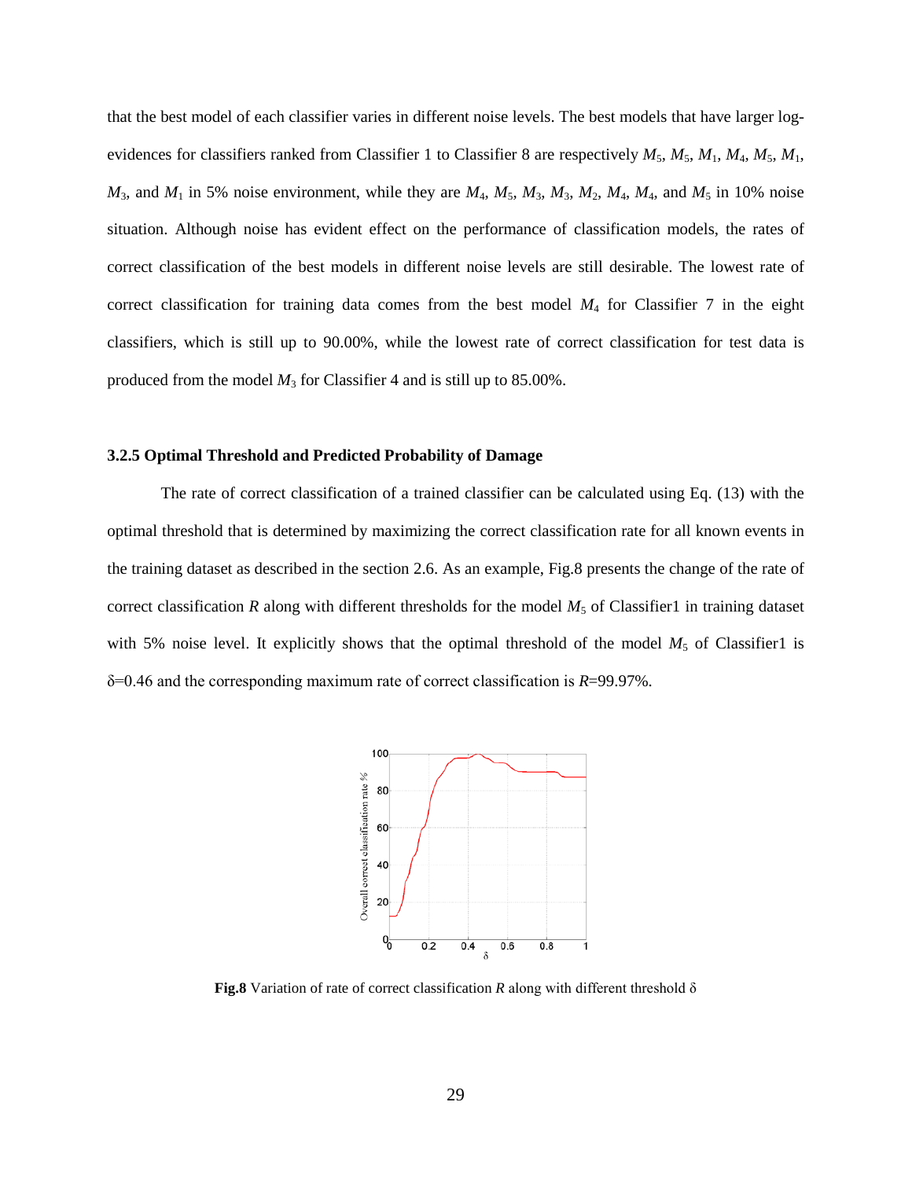that the best model of each classifier varies in different noise levels. The best models that have larger log-evidences for classifiers ranked from Classifier 1 to Classifier 8 are respectively $M_5$, $M_5$, $M_1$, $M_4$, $M_5$, $M_1$, $M_3$, and $M_1$ in 5% noise environment, while they are $M_4$, $M_5$, $M_3$, $M_3$, $M_2$, $M_4$, $M_4$, and $M_5$ in 10% noise situation. Although noise has evident effect on the performance of classification models, the rates of correct classification of the best models in different noise levels are still desirable. The lowest rate of correct classification for training data comes from the best model $M_4$ for Classifier 7 in the eight classifiers, which is still up to 90.00%, while the lowest rate of correct classification for test data is produced from the model $M_3$ for Classifier 4 and is still up to 85.00%.

### 3.2.5 Optimal Threshold and Predicted Probability of Damage

The rate of correct classification of a trained classifier can be calculated using Eq. (13) with the optimal threshold that is determined by maximizing the correct classification rate for all known events in the training dataset as described in the section 2.6. As an example, Fig.8 presents the change of the rate of correct classification $R$ along with different thresholds for the model $M_5$ of Classifier1 in training dataset with 5% noise level. It explicitly shows that the optimal threshold of the model $M_5$ of Classifier1 is $\delta$=0.46 and the corresponding maximum rate of correct classification is $R$=99.97%.

**Fig.8** Variation of rate of correct classification $R$ along with different threshold $\delta$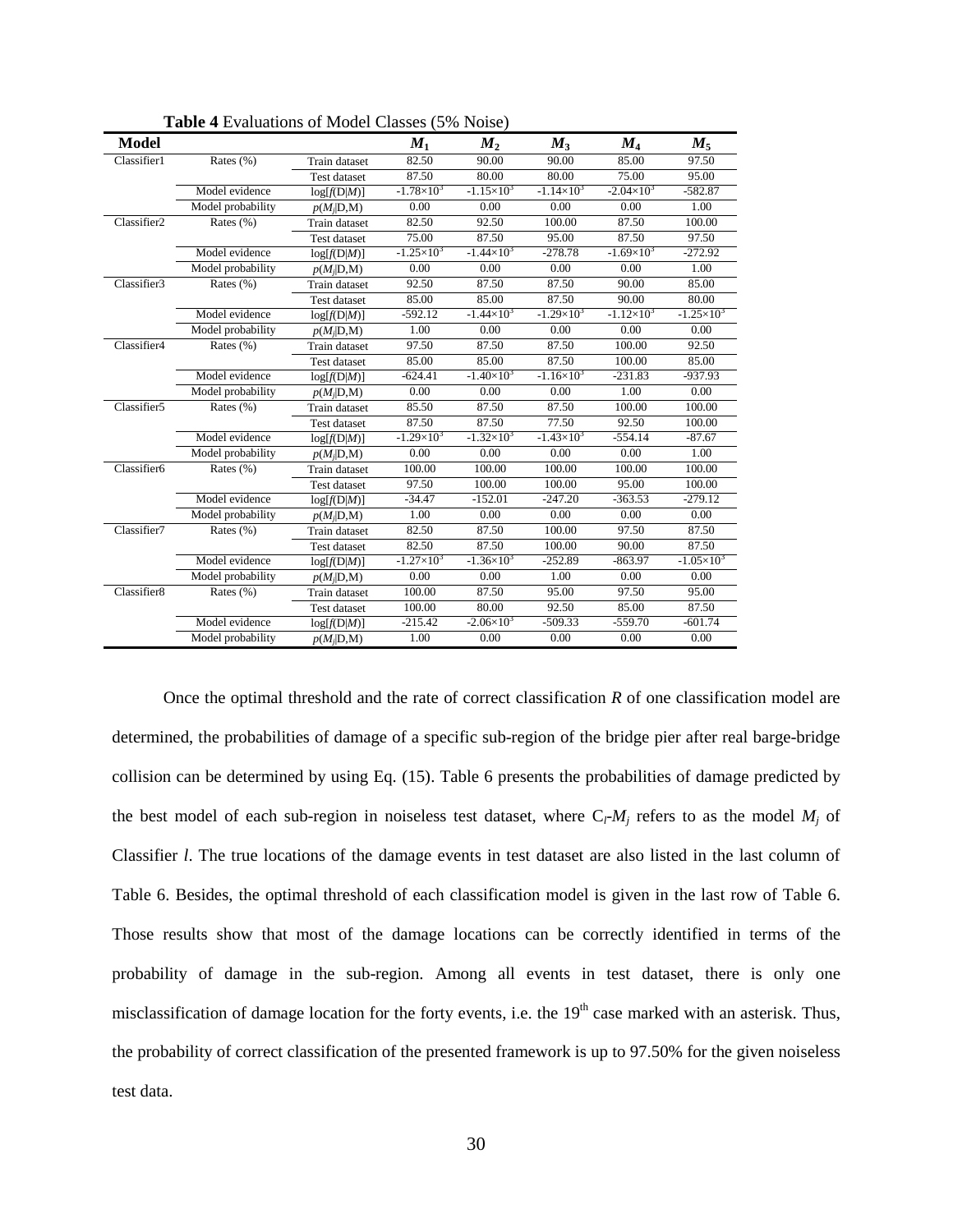**Table 4** Evaluations of Model Classes (5% Noise)

| Model | | | $M_1$ | $M_2$ | $M_3$ | $M_4$ | $M_5$ |
|---|---|---|---|---|---|---|---|
| Classifier1 | Rates (%) | Train dataset | 82.50 | 90.00 | 90.00 | 85.00 | 97.50 |
| | | Test dataset | 87.50 | 80.00 | 80.00 | 75.00 | 95.00 |
| | Model evidence | $\log[f(D\|M)]$ | $-1.78\times10^3$ | $-1.15\times10^3$ | $-1.14\times10^3$ | $-2.04\times10^3$ | -582.87 |
| | Model probability | $p(M_j\|D,M)$ | 0.00 | 0.00 | 0.00 | 0.00 | 1.00 |
| Classifier2 | Rates (%) | Train dataset | 82.50 | 92.50 | 100.00 | 87.50 | 100.00 |
| | | Test dataset | 75.00 | 87.50 | 95.00 | 87.50 | 97.50 |
| | Model evidence | $\log[f(D\|M)]$ | $-1.25\times10^3$ | $-1.44\times10^3$ | -278.78 | $-1.69\times10^3$ | -272.92 |
| | Model probability | $p(M_j\|D,M)$ | 0.00 | 0.00 | 0.00 | 0.00 | 1.00 |
| Classifier3 | Rates (%) | Train dataset | 92.50 | 87.50 | 87.50 | 90.00 | 85.00 |
| | | Test dataset | 85.00 | 85.00 | 87.50 | 90.00 | 80.00 |
| | Model evidence | $\log[f(D\|M)]$ | -592.12 | $-1.44\times10^3$ | $-1.29\times10^3$ | $-1.12\times10^3$ | $-1.25\times10^3$ |
| | Model probability | $p(M_j\|D,M)$ | 1.00 | 0.00 | 0.00 | 0.00 | 0.00 |
| Classifier4 | Rates (%) | Train dataset | 97.50 | 87.50 | 87.50 | 100.00 | 92.50 |
| | | Test dataset | 85.00 | 85.00 | 87.50 | 100.00 | 85.00 |
| | Model evidence | $\log[f(D\|M)]$ | -624.41 | $-1.40\times10^3$ | $-1.16\times10^3$ | -231.83 | -937.93 |
| | Model probability | $p(M_j\|D,M)$ | 0.00 | 0.00 | 0.00 | 1.00 | 0.00 |
| Classifier5 | Rates (%) | Train dataset | 85.50 | 87.50 | 87.50 | 100.00 | 100.00 |
| | | Test dataset | 87.50 | 87.50 | 77.50 | 92.50 | 100.00 |
| | Model evidence | $\log[f(D\|M)]$ | $-1.29\times10^3$ | $-1.32\times10^3$ | $-1.43\times10^3$ | -554.14 | -87.67 |
| | Model probability | $p(M_j\|D,M)$ | 0.00 | 0.00 | 0.00 | 0.00 | 1.00 |
| Classifier6 | Rates (%) | Train dataset | 100.00 | 100.00 | 100.00 | 100.00 | 100.00 |
| | | Test dataset | 97.50 | 100.00 | 100.00 | 95.00 | 100.00 |
| | Model evidence | $\log[f(D\|M)]$ | -34.47 | -152.01 | -247.20 | -363.53 | -279.12 |
| | Model probability | $p(M_j\|D,M)$ | 1.00 | 0.00 | 0.00 | 0.00 | 0.00 |
| Classifier7 | Rates (%) | Train dataset | 82.50 | 87.50 | 100.00 | 97.50 | 87.50 |
| | | Test dataset | 82.50 | 87.50 | 100.00 | 90.00 | 87.50 |
| | Model evidence | $\log[f(D\|M)]$ | $-1.27\times10^3$ | $-1.36\times10^3$ | -252.89 | -863.97 | $-1.05\times10^3$ |
| | Model probability | $p(M_j\|D,M)$ | 0.00 | 0.00 | 1.00 | 0.00 | 0.00 |
| Classifier8 | Rates (%) | Train dataset | 100.00 | 87.50 | 95.00 | 97.50 | 95.00 |
| | | Test dataset | 100.00 | 80.00 | 92.50 | 85.00 | 87.50 |
| | Model evidence | $\log[f(D\|M)]$ | -215.42 | $-2.06\times10^3$ | -509.33 | -559.70 | -601.74 |
| | Model probability | $p(M_j\|D,M)$ | 1.00 | 0.00 | 0.00 | 0.00 | 0.00 |

Once the optimal threshold and the rate of correct classification $R$ of one classification model are determined, the probabilities of damage of a specific sub-region of the bridge pier after real barge-bridge collision can be determined by using Eq. (15). Table 6 presents the probabilities of damage predicted by the best model of each sub-region in noiseless test dataset, where $C_l$-$M_j$ refers to as the model $M_j$ of Classifier $l$. The true locations of the damage events in test dataset are also listed in the last column of Table 6. Besides, the optimal threshold of each classification model is given in the last row of Table 6. Those results show that most of the damage locations can be correctly identified in terms of the probability of damage in the sub-region. Among all events in test dataset, there is only one misclassification of damage location for the forty events, i.e. the 19th case marked with an asterisk. Thus, the probability of correct classification of the presented framework is up to 97.50% for the given noiseless test data.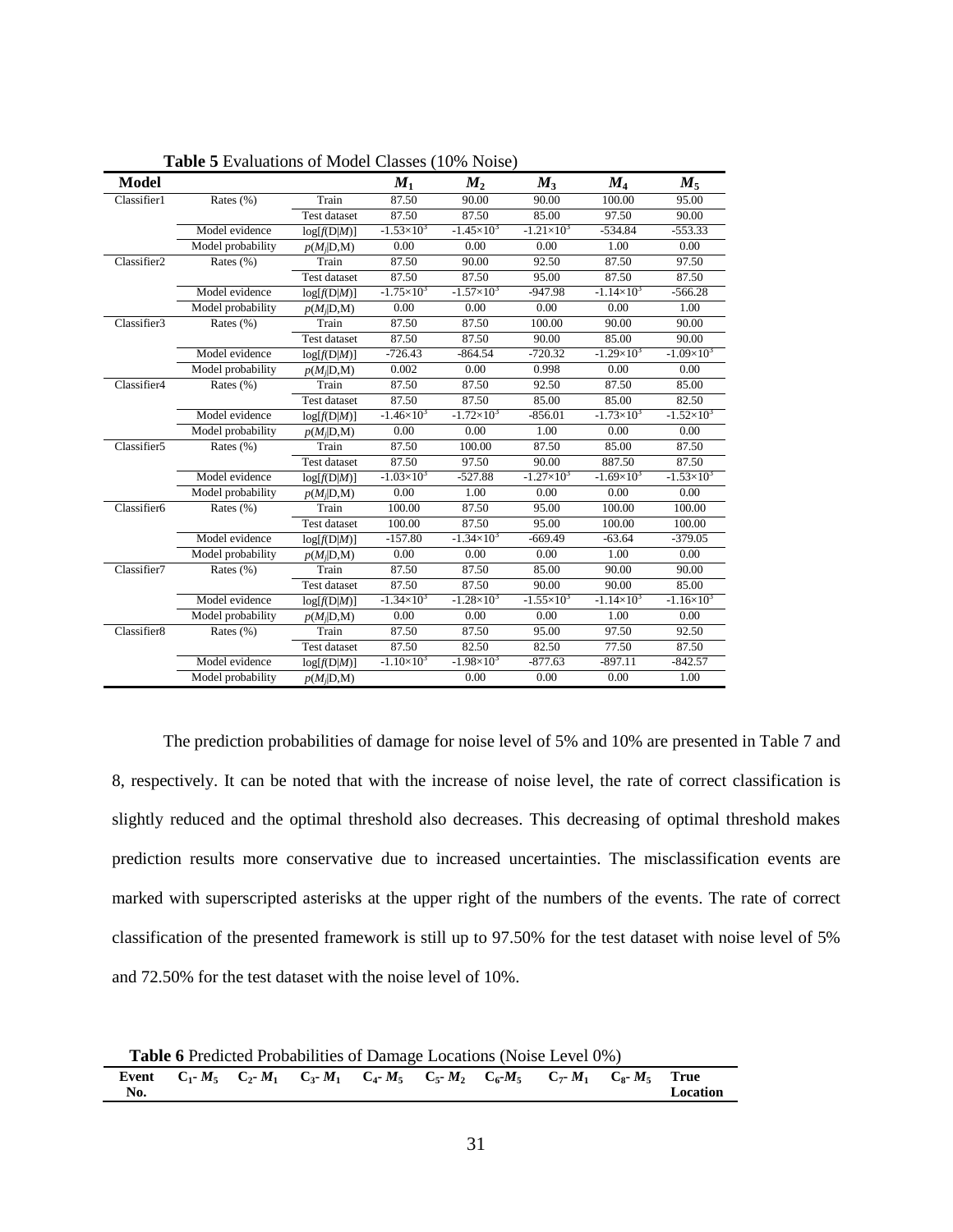**Table 5** Evaluations of Model Classes (10% Noise)

| Model | | | $M_1$ | $M_2$ | $M_3$ | $M_4$ | $M_5$ |
|---|---|---|---|---|---|---|---|
| Classifier1 | Rates (%) | Train | 87.50 | 90.00 | 90.00 | 100.00 | 95.00 |
| | | Test dataset | 87.50 | 87.50 | 85.00 | 97.50 | 90.00 |
| | Model evidence | log[*f*(D\|*M*)] | $-1.53\times10^3$ | $-1.45\times10^3$ | $-1.21\times10^3$ | -534.84 | -553.33 |
| | Model probability | $p(M_j\|D,M)$ | 0.00 | 0.00 | 0.00 | 1.00 | 0.00 |
| Classifier2 | Rates (%) | Train | 87.50 | 90.00 | 92.50 | 87.50 | 97.50 |
| | | Test dataset | 87.50 | 87.50 | 95.00 | 87.50 | 87.50 |
| | Model evidence | log[*f*(D\|*M*)] | $-1.75\times10^3$ | $-1.57\times10^3$ | -947.98 | $-1.14\times10^3$ | -566.28 |
| | Model probability | $p(M_j\|D,M)$ | 0.00 | 0.00 | 0.00 | 0.00 | 1.00 |
| Classifier3 | Rates (%) | Train | 87.50 | 87.50 | 100.00 | 90.00 | 90.00 |
| | | Test dataset | 87.50 | 87.50 | 90.00 | 85.00 | 90.00 |
| | Model evidence | log[*f*(D\|*M*)] | -726.43 | -864.54 | -720.32 | $-1.29\times10^3$ | $-1.09\times10^3$ |
| | Model probability | $p(M_j\|D,M)$ | 0.002 | 0.00 | 0.998 | 0.00 | 0.00 |
| Classifier4 | Rates (%) | Train | 87.50 | 87.50 | 92.50 | 87.50 | 85.00 |
| | | Test dataset | 87.50 | 87.50 | 85.00 | 85.00 | 82.50 |
| | Model evidence | log[*f*(D\|*M*)] | $-1.46\times10^3$ | $-1.72\times10^3$ | -856.01 | $-1.73\times10^3$ | $-1.52\times10^3$ |
| | Model probability | $p(M_j\|D,M)$ | 0.00 | 0.00 | 1.00 | 0.00 | 0.00 |
| Classifier5 | Rates (%) | Train | 87.50 | 100.00 | 87.50 | 85.00 | 87.50 |
| | | Test dataset | 87.50 | 97.50 | 90.00 | 887.50 | 87.50 |
| | Model evidence | log[*f*(D\|*M*)] | $-1.03\times10^3$ | -527.88 | $-1.27\times10^3$ | $-1.69\times10^3$ | $-1.53\times10^3$ |
| | Model probability | $p(M_j\|D,M)$ | 0.00 | 1.00 | 0.00 | 0.00 | 0.00 |
| Classifier6 | Rates (%) | Train | 100.00 | 87.50 | 95.00 | 100.00 | 100.00 |
| | | Test dataset | 100.00 | 87.50 | 95.00 | 100.00 | 100.00 |
| | Model evidence | log[*f*(D\|*M*)] | -157.80 | $-1.34\times10^3$ | -669.49 | -63.64 | -379.05 |
| | Model probability | $p(M_j\|D,M)$ | 0.00 | 0.00 | 0.00 | 1.00 | 0.00 |
| Classifier7 | Rates (%) | Train | 87.50 | 87.50 | 85.00 | 90.00 | 90.00 |
| | | Test dataset | 87.50 | 87.50 | 90.00 | 90.00 | 85.00 |
| | Model evidence | log[*f*(D\|*M*)] | $-1.34\times10^3$ | $-1.28\times10^3$ | $-1.55\times10^3$ | $-1.14\times10^3$ | $-1.16\times10^3$ |
| | Model probability | $p(M_j\|D,M)$ | 0.00 | 0.00 | 0.00 | 1.00 | 0.00 |
| Classifier8 | Rates (%) | Train | 87.50 | 87.50 | 95.00 | 97.50 | 92.50 |
| | | Test dataset | 87.50 | 82.50 | 82.50 | 77.50 | 87.50 |
| | Model evidence | log[*f*(D\|*M*)] | $-1.10\times10^3$ | $-1.98\times10^3$ | -877.63 | -897.11 | -842.57 |
| | Model probability | $p(M_j\|D,M)$ | | 0.00 | 0.00 | 0.00 | 1.00 |

The prediction probabilities of damage for noise level of 5% and 10% are presented in Table 7 and 8, respectively. It can be noted that with the increase of noise level, the rate of correct classification is slightly reduced and the optimal threshold also decreases. This decreasing of optimal threshold makes prediction results more conservative due to increased uncertainties. The misclassification events are marked with superscripted asterisks at the upper right of the numbers of the events. The rate of correct classification of the presented framework is still up to 97.50% for the test dataset with noise level of 5% and 72.50% for the test dataset with the noise level of 10%.

**Table 6** Predicted Probabilities of Damage Locations (Noise Level 0%)

| Event No. | $C_1$- $M_5$ | $C_2$- $M_1$ | $C_3$- $M_1$ | $C_4$- $M_5$ | $C_5$- $M_2$ | $C_6$-$M_5$ | $C_7$- $M_1$ | $C_8$- $M_5$ | True Location |
|---|---|---|---|---|---|---|---|---|---|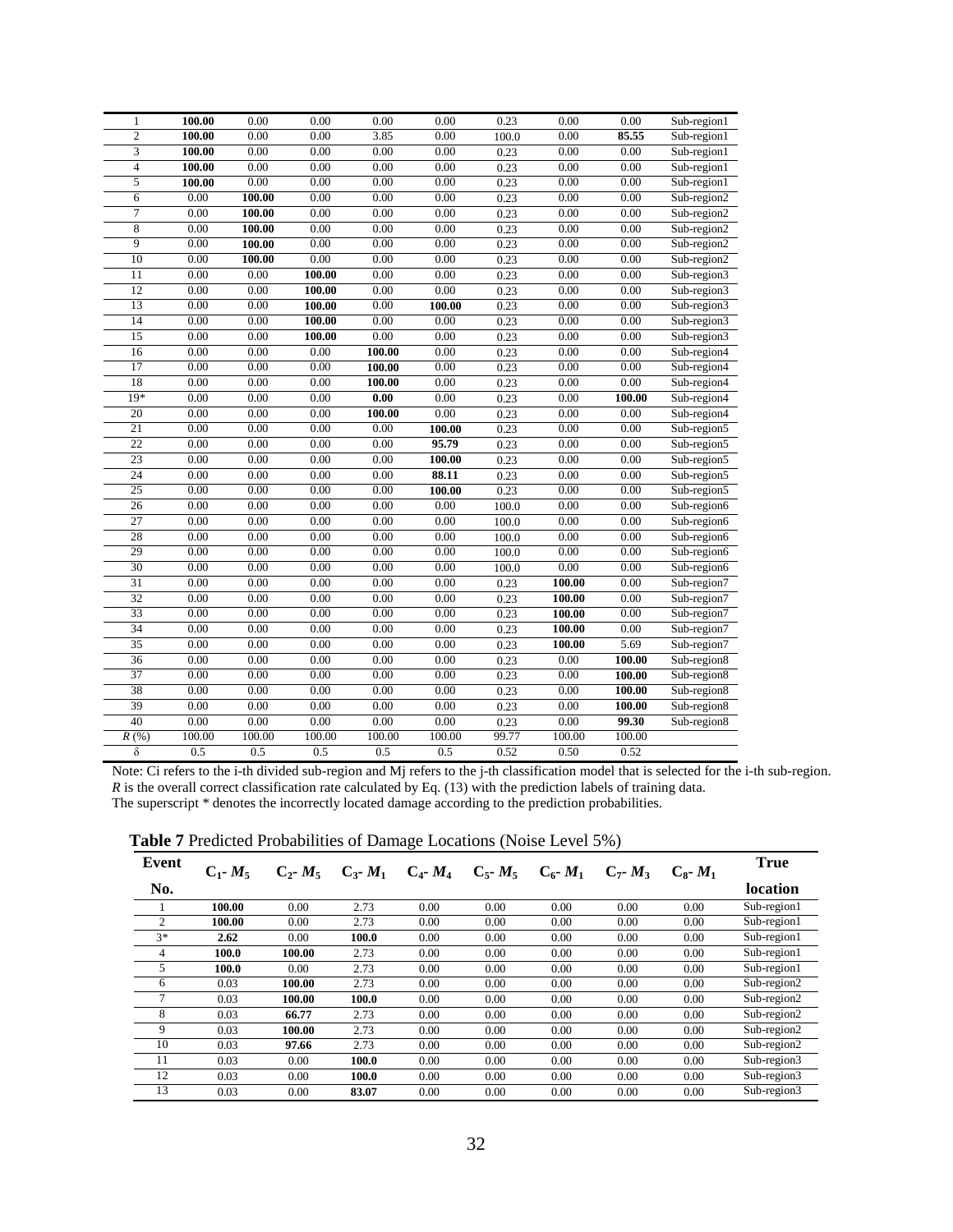| | | | | | | | | | |
|---|---|---|---|---|---|---|---|---|---|
| 1 | **100.00** | 0.00 | 0.00 | 0.00 | 0.00 | 0.23 | 0.00 | 0.00 | Sub-region1 |
| 2 | **100.00** | 0.00 | 0.00 | 3.85 | 0.00 | 100.0 | 0.00 | **85.55** | Sub-region1 |
| 3 | **100.00** | 0.00 | 0.00 | 0.00 | 0.00 | 0.23 | 0.00 | 0.00 | Sub-region1 |
| 4 | **100.00** | 0.00 | 0.00 | 0.00 | 0.00 | 0.23 | 0.00 | 0.00 | Sub-region1 |
| 5 | **100.00** | 0.00 | 0.00 | 0.00 | 0.00 | 0.23 | 0.00 | 0.00 | Sub-region1 |
| 6 | 0.00 | **100.00** | 0.00 | 0.00 | 0.00 | 0.23 | 0.00 | 0.00 | Sub-region2 |
| 7 | 0.00 | **100.00** | 0.00 | 0.00 | 0.00 | 0.23 | 0.00 | 0.00 | Sub-region2 |
| 8 | 0.00 | **100.00** | 0.00 | 0.00 | 0.00 | 0.23 | 0.00 | 0.00 | Sub-region2 |
| 9 | 0.00 | **100.00** | 0.00 | 0.00 | 0.00 | 0.23 | 0.00 | 0.00 | Sub-region2 |
| 10 | 0.00 | **100.00** | 0.00 | 0.00 | 0.00 | 0.23 | 0.00 | 0.00 | Sub-region2 |
| 11 | 0.00 | 0.00 | **100.00** | 0.00 | 0.00 | 0.23 | 0.00 | 0.00 | Sub-region3 |
| 12 | 0.00 | 0.00 | **100.00** | 0.00 | 0.00 | 0.23 | 0.00 | 0.00 | Sub-region3 |
| 13 | 0.00 | 0.00 | **100.00** | 0.00 | **100.00** | 0.23 | 0.00 | 0.00 | Sub-region3 |
| 14 | 0.00 | 0.00 | **100.00** | 0.00 | 0.00 | 0.23 | 0.00 | 0.00 | Sub-region3 |
| 15 | 0.00 | 0.00 | **100.00** | 0.00 | 0.00 | 0.23 | 0.00 | 0.00 | Sub-region3 |
| 16 | 0.00 | 0.00 | 0.00 | **100.00** | 0.00 | 0.23 | 0.00 | 0.00 | Sub-region4 |
| 17 | 0.00 | 0.00 | 0.00 | **100.00** | 0.00 | 0.23 | 0.00 | 0.00 | Sub-region4 |
| 18 | 0.00 | 0.00 | 0.00 | **100.00** | 0.00 | 0.23 | 0.00 | 0.00 | Sub-region4 |
| 19* | 0.00 | 0.00 | 0.00 | **0.00** | 0.00 | 0.23 | 0.00 | **100.00** | Sub-region4 |
| 20 | 0.00 | 0.00 | 0.00 | **100.00** | 0.00 | 0.23 | 0.00 | 0.00 | Sub-region4 |
| 21 | 0.00 | 0.00 | 0.00 | 0.00 | **100.00** | 0.23 | 0.00 | 0.00 | Sub-region5 |
| 22 | 0.00 | 0.00 | 0.00 | 0.00 | **95.79** | 0.23 | 0.00 | 0.00 | Sub-region5 |
| 23 | 0.00 | 0.00 | 0.00 | 0.00 | **100.00** | 0.23 | 0.00 | 0.00 | Sub-region5 |
| 24 | 0.00 | 0.00 | 0.00 | 0.00 | **88.11** | 0.23 | 0.00 | 0.00 | Sub-region5 |
| 25 | 0.00 | 0.00 | 0.00 | 0.00 | **100.00** | 0.23 | 0.00 | 0.00 | Sub-region5 |
| 26 | 0.00 | 0.00 | 0.00 | 0.00 | 0.00 | 100.0 | 0.00 | 0.00 | Sub-region6 |
| 27 | 0.00 | 0.00 | 0.00 | 0.00 | 0.00 | 100.0 | 0.00 | 0.00 | Sub-region6 |
| 28 | 0.00 | 0.00 | 0.00 | 0.00 | 0.00 | 100.0 | 0.00 | 0.00 | Sub-region6 |
| 29 | 0.00 | 0.00 | 0.00 | 0.00 | 0.00 | 100.0 | 0.00 | 0.00 | Sub-region6 |
| 30 | 0.00 | 0.00 | 0.00 | 0.00 | 0.00 | 100.0 | 0.00 | 0.00 | Sub-region6 |
| 31 | 0.00 | 0.00 | 0.00 | 0.00 | 0.00 | 0.23 | **100.00** | 0.00 | Sub-region7 |
| 32 | 0.00 | 0.00 | 0.00 | 0.00 | 0.00 | 0.23 | **100.00** | 0.00 | Sub-region7 |
| 33 | 0.00 | 0.00 | 0.00 | 0.00 | 0.00 | 0.23 | **100.00** | 0.00 | Sub-region7 |
| 34 | 0.00 | 0.00 | 0.00 | 0.00 | 0.00 | 0.23 | **100.00** | 0.00 | Sub-region7 |
| 35 | 0.00 | 0.00 | 0.00 | 0.00 | 0.00 | 0.23 | **100.00** | 5.69 | Sub-region7 |
| 36 | 0.00 | 0.00 | 0.00 | 0.00 | 0.00 | 0.23 | 0.00 | **100.00** | Sub-region8 |
| 37 | 0.00 | 0.00 | 0.00 | 0.00 | 0.00 | 0.23 | 0.00 | **100.00** | Sub-region8 |
| 38 | 0.00 | 0.00 | 0.00 | 0.00 | 0.00 | 0.23 | 0.00 | **100.00** | Sub-region8 |
| 39 | 0.00 | 0.00 | 0.00 | 0.00 | 0.00 | 0.23 | 0.00 | **100.00** | Sub-region8 |
| 40 | 0.00 | 0.00 | 0.00 | 0.00 | 0.00 | 0.23 | 0.00 | **99.30** | Sub-region8 |
| $R$ (%) | 100.00 | 100.00 | 100.00 | 100.00 | 100.00 | 99.77 | 100.00 | 100.00 | |
| $\delta$ | 0.5 | 0.5 | 0.5 | 0.5 | 0.5 | 0.52 | 0.50 | 0.52 | |

Note: Ci refers to the i-th divided sub-region and Mj refers to the j-th classification model that is selected for the i-th sub-region. $R$ is the overall correct classification rate calculated by Eq. (13) with the prediction labels of training data.
The superscript * denotes the incorrectly located damage according to the prediction probabilities.

**Table 7** Predicted Probabilities of Damage Locations (Noise Level 5%)

| Event No. | $C_1$- $M_5$ | $C_2$- $M_5$ | $C_3$- $M_1$ | $C_4$- $M_4$ | $C_5$- $M_5$ | $C_6$- $M_1$ | $C_7$- $M_3$ | $C_8$- $M_1$ | True location |
|---|---|---|---|---|---|---|---|---|---|
| 1 | **100.00** | 0.00 | 2.73 | 0.00 | 0.00 | 0.00 | 0.00 | 0.00 | Sub-region1 |
| 2 | **100.00** | 0.00 | 2.73 | 0.00 | 0.00 | 0.00 | 0.00 | 0.00 | Sub-region1 |
| 3* | **2.62** | 0.00 | 100.0 | 0.00 | 0.00 | 0.00 | 0.00 | 0.00 | Sub-region1 |
| 4 | **100.0** | 100.00 | 2.73 | 0.00 | 0.00 | 0.00 | 0.00 | 0.00 | Sub-region1 |
| 5 | **100.0** | 0.00 | 2.73 | 0.00 | 0.00 | 0.00 | 0.00 | 0.00 | Sub-region1 |
| 6 | 0.03 | **100.00** | 2.73 | 0.00 | 0.00 | 0.00 | 0.00 | 0.00 | Sub-region2 |
| 7 | 0.03 | **100.00** | 100.0 | 0.00 | 0.00 | 0.00 | 0.00 | 0.00 | Sub-region2 |
| 8 | 0.03 | **66.77** | 2.73 | 0.00 | 0.00 | 0.00 | 0.00 | 0.00 | Sub-region2 |
| 9 | 0.03 | **100.00** | 2.73 | 0.00 | 0.00 | 0.00 | 0.00 | 0.00 | Sub-region2 |
| 10 | 0.03 | **97.66** | 2.73 | 0.00 | 0.00 | 0.00 | 0.00 | 0.00 | Sub-region2 |
| 11 | 0.03 | 0.00 | **100.0** | 0.00 | 0.00 | 0.00 | 0.00 | 0.00 | Sub-region3 |
| 12 | 0.03 | 0.00 | **100.0** | 0.00 | 0.00 | 0.00 | 0.00 | 0.00 | Sub-region3 |
| 13 | 0.03 | 0.00 | **83.07** | 0.00 | 0.00 | 0.00 | 0.00 | 0.00 | Sub-region3 |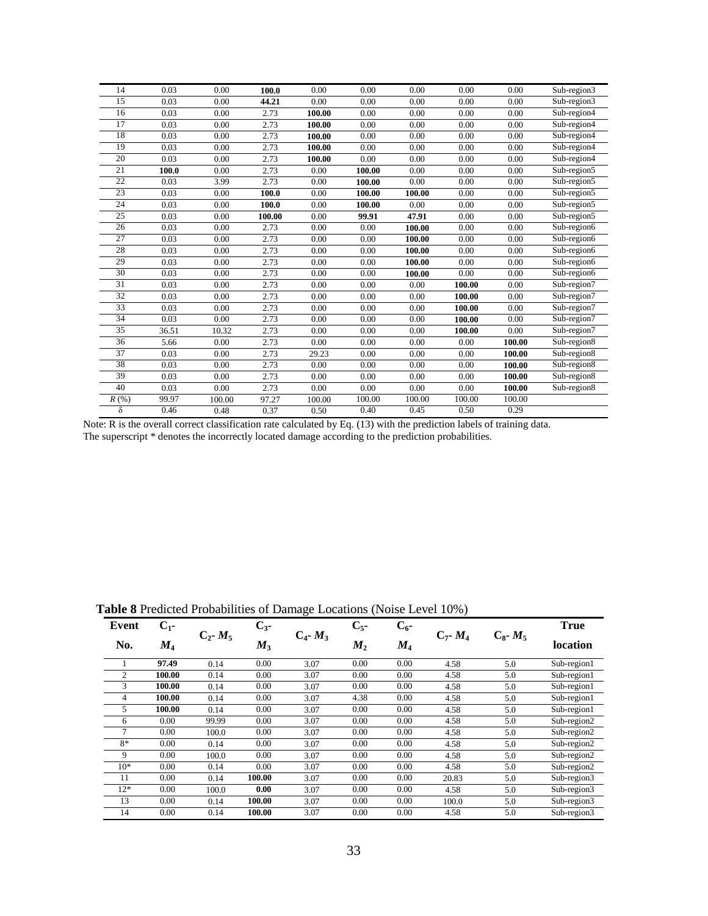| 14 | 0.03 | 0.00 | **100.0** | 0.00 | 0.00 | 0.00 | 0.00 | 0.00 | Sub-region3 |
|---|---|---|---|---|---|---|---|---|---|
| 15 | 0.03 | 0.00 | **44.21** | 0.00 | 0.00 | 0.00 | 0.00 | 0.00 | Sub-region3 |
| 16 | 0.03 | 0.00 | 2.73 | **100.00** | 0.00 | 0.00 | 0.00 | 0.00 | Sub-region4 |
| 17 | 0.03 | 0.00 | 2.73 | **100.00** | 0.00 | 0.00 | 0.00 | 0.00 | Sub-region4 |
| 18 | 0.03 | 0.00 | 2.73 | **100.00** | 0.00 | 0.00 | 0.00 | 0.00 | Sub-region4 |
| 19 | 0.03 | 0.00 | 2.73 | **100.00** | 0.00 | 0.00 | 0.00 | 0.00 | Sub-region4 |
| 20 | 0.03 | 0.00 | 2.73 | **100.00** | 0.00 | 0.00 | 0.00 | 0.00 | Sub-region4 |
| 21 | **100.0** | 0.00 | 2.73 | 0.00 | **100.00** | 0.00 | 0.00 | 0.00 | Sub-region5 |
| 22 | 0.03 | 3.99 | 2.73 | 0.00 | **100.00** | 0.00 | 0.00 | 0.00 | Sub-region5 |
| 23 | 0.03 | 0.00 | **100.0** | 0.00 | **100.00** | **100.00** | 0.00 | 0.00 | Sub-region5 |
| 24 | 0.03 | 0.00 | **100.0** | 0.00 | **100.00** | 0.00 | 0.00 | 0.00 | Sub-region5 |
| 25 | 0.03 | 0.00 | **100.00** | 0.00 | **99.91** | **47.91** | 0.00 | 0.00 | Sub-region5 |
| 26 | 0.03 | 0.00 | 2.73 | 0.00 | 0.00 | **100.00** | 0.00 | 0.00 | Sub-region6 |
| 27 | 0.03 | 0.00 | 2.73 | 0.00 | 0.00 | **100.00** | 0.00 | 0.00 | Sub-region6 |
| 28 | 0.03 | 0.00 | 2.73 | 0.00 | 0.00 | **100.00** | 0.00 | 0.00 | Sub-region6 |
| 29 | 0.03 | 0.00 | 2.73 | 0.00 | 0.00 | **100.00** | 0.00 | 0.00 | Sub-region6 |
| 30 | 0.03 | 0.00 | 2.73 | 0.00 | 0.00 | **100.00** | 0.00 | 0.00 | Sub-region6 |
| 31 | 0.03 | 0.00 | 2.73 | 0.00 | 0.00 | 0.00 | **100.00** | 0.00 | Sub-region7 |
| 32 | 0.03 | 0.00 | 2.73 | 0.00 | 0.00 | 0.00 | **100.00** | 0.00 | Sub-region7 |
| 33 | 0.03 | 0.00 | 2.73 | 0.00 | 0.00 | 0.00 | **100.00** | 0.00 | Sub-region7 |
| 34 | 0.03 | 0.00 | 2.73 | 0.00 | 0.00 | 0.00 | **100.00** | 0.00 | Sub-region7 |
| 35 | 36.51 | 10.32 | 2.73 | 0.00 | 0.00 | 0.00 | **100.00** | 0.00 | Sub-region7 |
| 36 | 5.66 | 0.00 | 2.73 | 0.00 | 0.00 | 0.00 | 0.00 | **100.00** | Sub-region8 |
| 37 | 0.03 | 0.00 | 2.73 | 29.23 | 0.00 | 0.00 | 0.00 | **100.00** | Sub-region8 |
| 38 | 0.03 | 0.00 | 2.73 | 0.00 | 0.00 | 0.00 | 0.00 | **100.00** | Sub-region8 |
| 39 | 0.03 | 0.00 | 2.73 | 0.00 | 0.00 | 0.00 | 0.00 | **100.00** | Sub-region8 |
| 40 | 0.03 | 0.00 | 2.73 | 0.00 | 0.00 | 0.00 | 0.00 | **100.00** | Sub-region8 |
| $R$ (%) | 99.97 | 100.00 | 97.27 | 100.00 | 100.00 | 100.00 | 100.00 | 100.00 | |
| $\delta$ | 0.46 | 0.48 | 0.37 | 0.50 | 0.40 | 0.45 | 0.50 | 0.29 | |

Note: R is the overall correct classification rate calculated by Eq. (13) with the prediction labels of training data.
The superscript * denotes the incorrectly located damage according to the prediction probabilities.

**Table 8** Predicted Probabilities of Damage Locations (Noise Level 10%)

| Event No. | $C_1$- $M_4$ | $C_2$- $M_5$ | $C_3$- $M_3$ | $C_4$- $M_3$ | $C_5$- $M_2$ | $C_6$- $M_4$ | $C_7$- $M_4$ | $C_8$- $M_5$ | True location |
|---|---|---|---|---|---|---|---|---|---|
| 1 | **97.49** | 0.14 | 0.00 | 3.07 | 0.00 | 0.00 | 4.58 | 5.0 | Sub-region1 |
| 2 | **100.00** | 0.14 | 0.00 | 3.07 | 0.00 | 0.00 | 4.58 | 5.0 | Sub-region1 |
| 3 | **100.00** | 0.14 | 0.00 | 3.07 | 0.00 | 0.00 | 4.58 | 5.0 | Sub-region1 |
| 4 | **100.00** | 0.14 | 0.00 | 3.07 | 4.38 | 0.00 | 4.58 | 5.0 | Sub-region1 |
| 5 | **100.00** | 0.14 | 0.00 | 3.07 | 0.00 | 0.00 | 4.58 | 5.0 | Sub-region1 |
| 6 | 0.00 | 99.99 | 0.00 | 3.07 | 0.00 | 0.00 | 4.58 | 5.0 | Sub-region2 |
| 7 | 0.00 | 100.0 | 0.00 | 3.07 | 0.00 | 0.00 | 4.58 | 5.0 | Sub-region2 |
| 8* | 0.00 | 0.14 | 0.00 | 3.07 | 0.00 | 0.00 | 4.58 | 5.0 | Sub-region2 |
| 9 | 0.00 | 100.0 | 0.00 | 3.07 | 0.00 | 0.00 | 4.58 | 5.0 | Sub-region2 |
| 10* | 0.00 | 0.14 | 0.00 | 3.07 | 0.00 | 0.00 | 4.58 | 5.0 | Sub-region2 |
| 11 | 0.00 | 0.14 | **100.00** | 3.07 | 0.00 | 0.00 | 20.83 | 5.0 | Sub-region3 |
| 12* | 0.00 | 100.0 | **0.00** | 3.07 | 0.00 | 0.00 | 4.58 | 5.0 | Sub-region3 |
| 13 | 0.00 | 0.14 | **100.00** | 3.07 | 0.00 | 0.00 | 100.0 | 5.0 | Sub-region3 |
| 14 | 0.00 | 0.14 | **100.00** | 3.07 | 0.00 | 0.00 | 4.58 | 5.0 | Sub-region3 |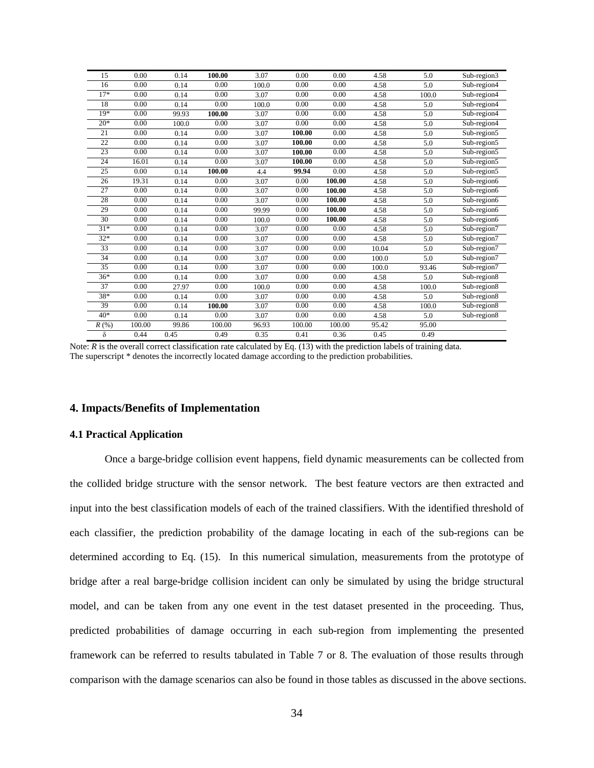| 15 | 0.00 | 0.14 | **100.00** | 3.07 | 0.00 | 0.00 | 4.58 | 5.0 | Sub-region3 |
|---|---|---|---|---|---|---|---|---|---|
| 16 | 0.00 | 0.14 | 0.00 | 100.0 | 0.00 | 0.00 | 4.58 | 5.0 | Sub-region4 |
| 17* | 0.00 | 0.14 | 0.00 | 3.07 | 0.00 | 0.00 | 4.58 | 100.0 | Sub-region4 |
| 18 | 0.00 | 0.14 | 0.00 | 100.0 | 0.00 | 0.00 | 4.58 | 5.0 | Sub-region4 |
| 19* | 0.00 | 99.93 | **100.00** | 3.07 | 0.00 | 0.00 | 4.58 | 5.0 | Sub-region4 |
| 20* | 0.00 | 100.0 | 0.00 | 3.07 | 0.00 | 0.00 | 4.58 | 5.0 | Sub-region4 |
| 21 | 0.00 | 0.14 | 0.00 | 3.07 | **100.00** | 0.00 | 4.58 | 5.0 | Sub-region5 |
| 22 | 0.00 | 0.14 | 0.00 | 3.07 | **100.00** | 0.00 | 4.58 | 5.0 | Sub-region5 |
| 23 | 0.00 | 0.14 | 0.00 | 3.07 | **100.00** | 0.00 | 4.58 | 5.0 | Sub-region5 |
| 24 | 16.01 | 0.14 | 0.00 | 3.07 | **100.00** | 0.00 | 4.58 | 5.0 | Sub-region5 |
| 25 | 0.00 | 0.14 | **100.00** | 4.4 | **99.94** | 0.00 | 4.58 | 5.0 | Sub-region5 |
| 26 | 19.31 | 0.14 | 0.00 | 3.07 | 0.00 | **100.00** | 4.58 | 5.0 | Sub-region6 |
| 27 | 0.00 | 0.14 | 0.00 | 3.07 | 0.00 | **100.00** | 4.58 | 5.0 | Sub-region6 |
| 28 | 0.00 | 0.14 | 0.00 | 3.07 | 0.00 | **100.00** | 4.58 | 5.0 | Sub-region6 |
| 29 | 0.00 | 0.14 | 0.00 | 99.99 | 0.00 | **100.00** | 4.58 | 5.0 | Sub-region6 |
| 30 | 0.00 | 0.14 | 0.00 | 100.0 | 0.00 | **100.00** | 4.58 | 5.0 | Sub-region6 |
| 31* | 0.00 | 0.14 | 0.00 | 3.07 | 0.00 | 0.00 | 4.58 | 5.0 | Sub-region7 |
| 32* | 0.00 | 0.14 | 0.00 | 3.07 | 0.00 | 0.00 | 4.58 | 5.0 | Sub-region7 |
| 33 | 0.00 | 0.14 | 0.00 | 3.07 | 0.00 | 0.00 | 10.04 | 5.0 | Sub-region7 |
| 34 | 0.00 | 0.14 | 0.00 | 3.07 | 0.00 | 0.00 | 100.0 | 5.0 | Sub-region7 |
| 35 | 0.00 | 0.14 | 0.00 | 3.07 | 0.00 | 0.00 | 100.0 | 93.46 | Sub-region7 |
| 36* | 0.00 | 0.14 | 0.00 | 3.07 | 0.00 | 0.00 | 4.58 | 5.0 | Sub-region8 |
| 37 | 0.00 | 27.97 | 0.00 | 100.0 | 0.00 | 0.00 | 4.58 | 100.0 | Sub-region8 |
| 38* | 0.00 | 0.14 | 0.00 | 3.07 | 0.00 | 0.00 | 4.58 | 5.0 | Sub-region8 |
| 39 | 0.00 | 0.14 | **100.00** | 3.07 | 0.00 | 0.00 | 4.58 | 100.0 | Sub-region8 |
| 40* | 0.00 | 0.14 | 0.00 | 3.07 | 0.00 | 0.00 | 4.58 | 5.0 | Sub-region8 |
| $R$ (%) | 100.00 | 99.86 | 100.00 | 96.93 | 100.00 | 100.00 | 95.42 | 95.00 | |
| $\delta$ | 0.44 | 0.45 | 0.49 | 0.35 | 0.41 | 0.36 | 0.45 | 0.49 | |

Note: $R$ is the overall correct classification rate calculated by Eq. (13) with the prediction labels of training data.
The superscript * denotes the incorrectly located damage according to the prediction probabilities.

## 4. Impacts/Benefits of Implementation

### 4.1 Practical Application

Once a barge-bridge collision event happens, field dynamic measurements can be collected from the collided bridge structure with the sensor network. The best feature vectors are then extracted and input into the best classification models of each of the trained classifiers. With the identified threshold of each classifier, the prediction probability of the damage locating in each of the sub-regions can be determined according to Eq. (15). In this numerical simulation, measurements from the prototype of bridge after a real barge-bridge collision incident can only be simulated by using the bridge structural model, and can be taken from any one event in the test dataset presented in the proceeding. Thus, predicted probabilities of damage occurring in each sub-region from implementing the presented framework can be referred to results tabulated in Table 7 or 8. The evaluation of those results through comparison with the damage scenarios can also be found in those tables as discussed in the above sections.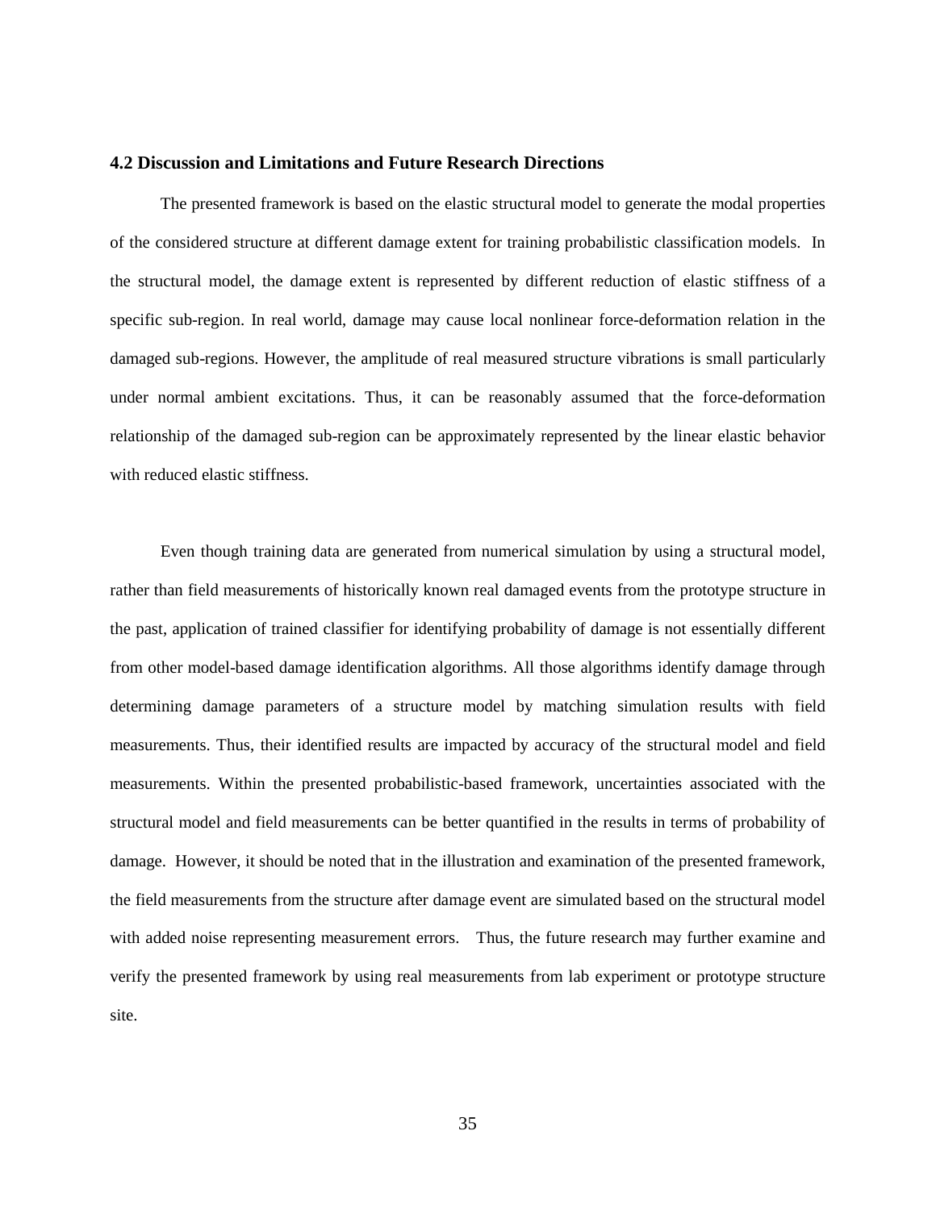### 4.2 Discussion and Limitations and Future Research Directions

The presented framework is based on the elastic structural model to generate the modal properties of the considered structure at different damage extent for training probabilistic classification models. In the structural model, the damage extent is represented by different reduction of elastic stiffness of a specific sub-region. In real world, damage may cause local nonlinear force-deformation relation in the damaged sub-regions. However, the amplitude of real measured structure vibrations is small particularly under normal ambient excitations. Thus, it can be reasonably assumed that the force-deformation relationship of the damaged sub-region can be approximately represented by the linear elastic behavior with reduced elastic stiffness.

Even though training data are generated from numerical simulation by using a structural model, rather than field measurements of historically known real damaged events from the prototype structure in the past, application of trained classifier for identifying probability of damage is not essentially different from other model-based damage identification algorithms. All those algorithms identify damage through determining damage parameters of a structure model by matching simulation results with field measurements. Thus, their identified results are impacted by accuracy of the structural model and field measurements. Within the presented probabilistic-based framework, uncertainties associated with the structural model and field measurements can be better quantified in the results in terms of probability of damage. However, it should be noted that in the illustration and examination of the presented framework, the field measurements from the structure after damage event are simulated based on the structural model with added noise representing measurement errors. Thus, the future research may further examine and verify the presented framework by using real measurements from lab experiment or prototype structure site.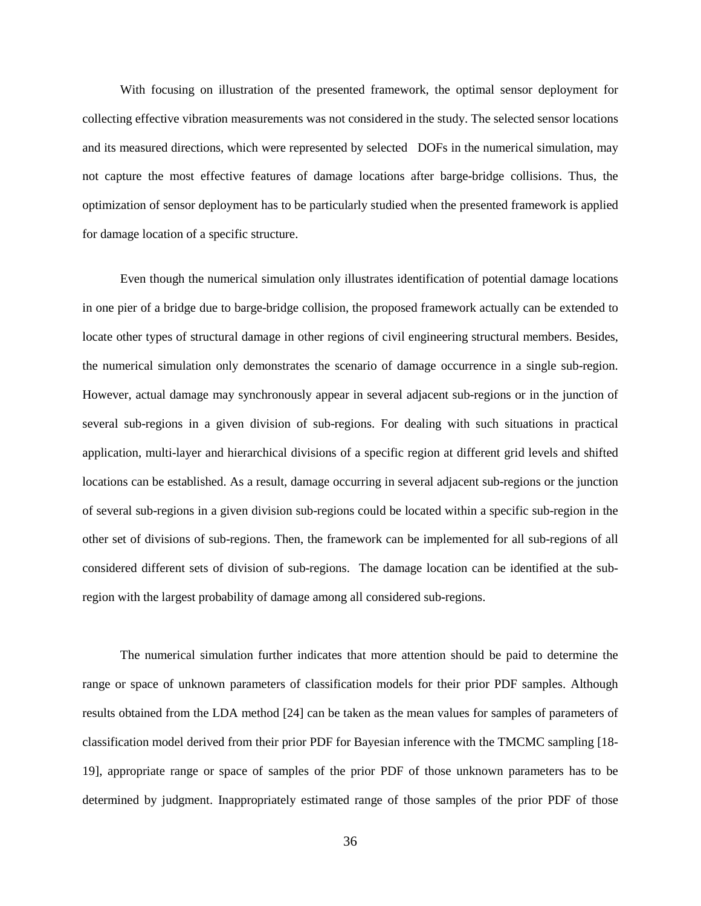With focusing on illustration of the presented framework, the optimal sensor deployment for collecting effective vibration measurements was not considered in the study. The selected sensor locations and its measured directions, which were represented by selected DOFs in the numerical simulation, may not capture the most effective features of damage locations after barge-bridge collisions. Thus, the optimization of sensor deployment has to be particularly studied when the presented framework is applied for damage location of a specific structure.

Even though the numerical simulation only illustrates identification of potential damage locations in one pier of a bridge due to barge-bridge collision, the proposed framework actually can be extended to locate other types of structural damage in other regions of civil engineering structural members. Besides, the numerical simulation only demonstrates the scenario of damage occurrence in a single sub-region. However, actual damage may synchronously appear in several adjacent sub-regions or in the junction of several sub-regions in a given division of sub-regions. For dealing with such situations in practical application, multi-layer and hierarchical divisions of a specific region at different grid levels and shifted locations can be established. As a result, damage occurring in several adjacent sub-regions or the junction of several sub-regions in a given division sub-regions could be located within a specific sub-region in the other set of divisions of sub-regions. Then, the framework can be implemented for all sub-regions of all considered different sets of division of sub-regions. The damage location can be identified at the sub-region with the largest probability of damage among all considered sub-regions.

The numerical simulation further indicates that more attention should be paid to determine the range or space of unknown parameters of classification models for their prior PDF samples. Although results obtained from the LDA method [24] can be taken as the mean values for samples of parameters of classification model derived from their prior PDF for Bayesian inference with the TMCMC sampling [18-19], appropriate range or space of samples of the prior PDF of those unknown parameters has to be determined by judgment. Inappropriately estimated range of those samples of the prior PDF of those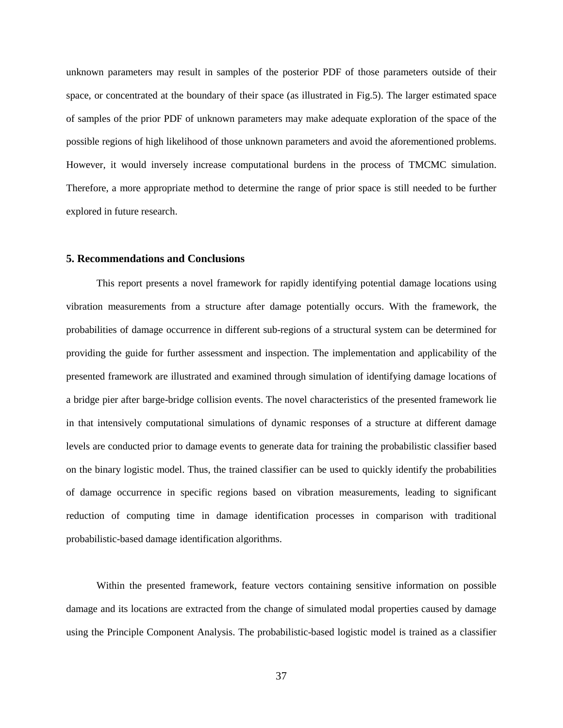unknown parameters may result in samples of the posterior PDF of those parameters outside of their space, or concentrated at the boundary of their space (as illustrated in Fig.5). The larger estimated space of samples of the prior PDF of unknown parameters may make adequate exploration of the space of the possible regions of high likelihood of those unknown parameters and avoid the aforementioned problems. However, it would inversely increase computational burdens in the process of TMCMC simulation. Therefore, a more appropriate method to determine the range of prior space is still needed to be further explored in future research.

## 5. Recommendations and Conclusions

This report presents a novel framework for rapidly identifying potential damage locations using vibration measurements from a structure after damage potentially occurs. With the framework, the probabilities of damage occurrence in different sub-regions of a structural system can be determined for providing the guide for further assessment and inspection. The implementation and applicability of the presented framework are illustrated and examined through simulation of identifying damage locations of a bridge pier after barge-bridge collision events. The novel characteristics of the presented framework lie in that intensively computational simulations of dynamic responses of a structure at different damage levels are conducted prior to damage events to generate data for training the probabilistic classifier based on the binary logistic model. Thus, the trained classifier can be used to quickly identify the probabilities of damage occurrence in specific regions based on vibration measurements, leading to significant reduction of computing time in damage identification processes in comparison with traditional probabilistic-based damage identification algorithms.

Within the presented framework, feature vectors containing sensitive information on possible damage and its locations are extracted from the change of simulated modal properties caused by damage using the Principle Component Analysis. The probabilistic-based logistic model is trained as a classifier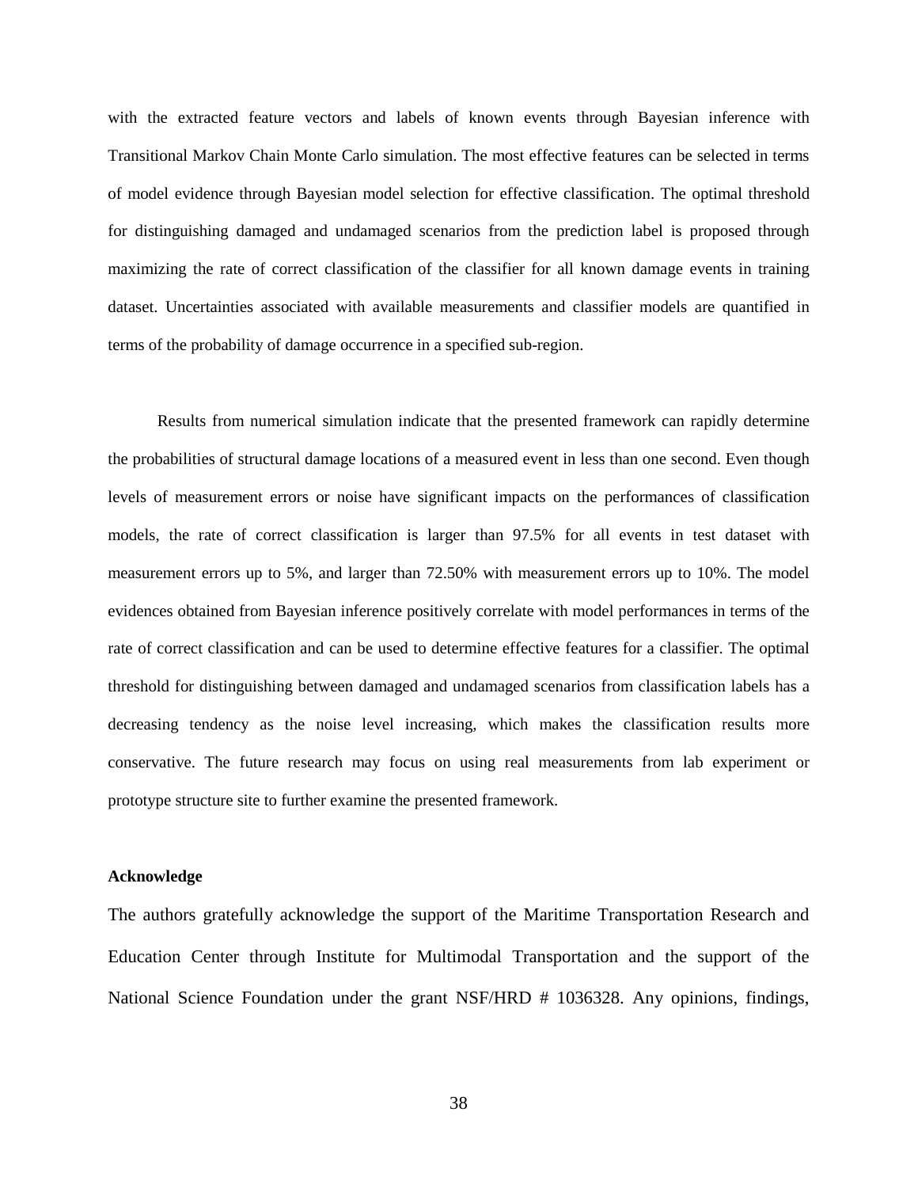with the extracted feature vectors and labels of known events through Bayesian inference with Transitional Markov Chain Monte Carlo simulation. The most effective features can be selected in terms of model evidence through Bayesian model selection for effective classification. The optimal threshold for distinguishing damaged and undamaged scenarios from the prediction label is proposed through maximizing the rate of correct classification of the classifier for all known damage events in training dataset. Uncertainties associated with available measurements and classifier models are quantified in terms of the probability of damage occurrence in a specified sub-region.

Results from numerical simulation indicate that the presented framework can rapidly determine the probabilities of structural damage locations of a measured event in less than one second. Even though levels of measurement errors or noise have significant impacts on the performances of classification models, the rate of correct classification is larger than 97.5% for all events in test dataset with measurement errors up to 5%, and larger than 72.50% with measurement errors up to 10%. The model evidences obtained from Bayesian inference positively correlate with model performances in terms of the rate of correct classification and can be used to determine effective features for a classifier. The optimal threshold for distinguishing between damaged and undamaged scenarios from classification labels has a decreasing tendency as the noise level increasing, which makes the classification results more conservative. The future research may focus on using real measurements from lab experiment or prototype structure site to further examine the presented framework.

**Acknowledge**

The authors gratefully acknowledge the support of the Maritime Transportation Research and Education Center through Institute for Multimodal Transportation and the support of the National Science Foundation under the grant NSF/HRD # 1036328. Any opinions, findings,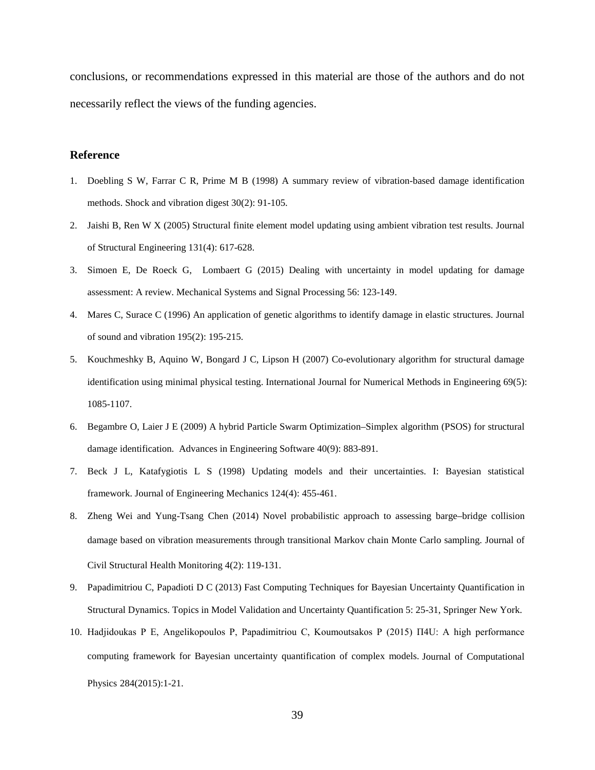conclusions, or recommendations expressed in this material are those of the authors and do not necessarily reflect the views of the funding agencies.

## Reference

1. Doebling S W, Farrar C R, Prime M B (1998) A summary review of vibration-based damage identification methods. Shock and vibration digest 30(2): 91-105.
2. Jaishi B, Ren W X (2005) Structural finite element model updating using ambient vibration test results. Journal of Structural Engineering 131(4): 617-628.
3. Simoen E, De Roeck G, Lombaert G (2015) Dealing with uncertainty in model updating for damage assessment: A review. Mechanical Systems and Signal Processing 56: 123-149.
4. Mares C, Surace C (1996) An application of genetic algorithms to identify damage in elastic structures. Journal of sound and vibration 195(2): 195-215.
5. Kouchmeshky B, Aquino W, Bongard J C, Lipson H (2007) Co-evolutionary algorithm for structural damage identification using minimal physical testing. International Journal for Numerical Methods in Engineering 69(5): 1085-1107.
6. Begambre O, Laier J E (2009) A hybrid Particle Swarm Optimization–Simplex algorithm (PSOS) for structural damage identification. Advances in Engineering Software 40(9): 883-891.
7. Beck J L, Katafygiotis L S (1998) Updating models and their uncertainties. I: Bayesian statistical framework. Journal of Engineering Mechanics 124(4): 455-461.
8. Zheng Wei and Yung-Tsang Chen (2014) Novel probabilistic approach to assessing barge–bridge collision damage based on vibration measurements through transitional Markov chain Monte Carlo sampling. Journal of Civil Structural Health Monitoring 4(2): 119-131.
9. Papadimitriou C, Papadioti D C (2013) Fast Computing Techniques for Bayesian Uncertainty Quantification in Structural Dynamics. Topics in Model Validation and Uncertainty Quantification 5: 25-31, Springer New York.
10. Hadjidoukas P E, Angelikopoulos P, Papadimitriou C, Koumoutsakos P (2015) Π4U: A high performance computing framework for Bayesian uncertainty quantification of complex models. Journal of Computational Physics 284(2015):1-21.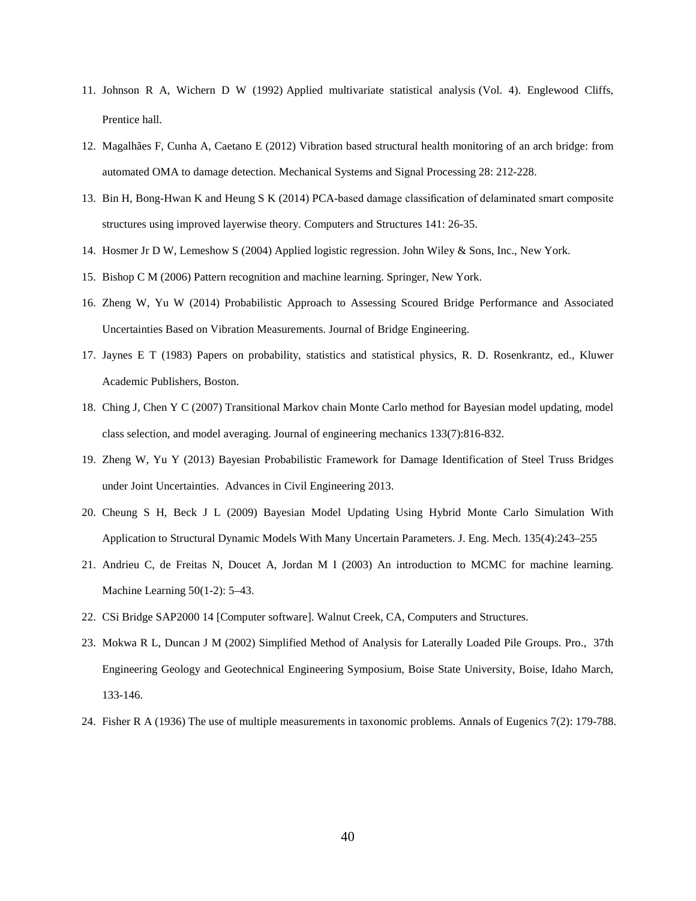11. Johnson R A, Wichern D W (1992) Applied multivariate statistical analysis (Vol. 4). Englewood Cliffs, Prentice hall.
12. Magalhães F, Cunha A, Caetano E (2012) Vibration based structural health monitoring of an arch bridge: from automated OMA to damage detection. Mechanical Systems and Signal Processing 28: 212-228.
13. Bin H, Bong-Hwan K and Heung S K (2014) PCA-based damage classification of delaminated smart composite structures using improved layerwise theory. Computers and Structures 141: 26-35.
14. Hosmer Jr D W, Lemeshow S (2004) Applied logistic regression. John Wiley & Sons, Inc., New York.
15. Bishop C M (2006) Pattern recognition and machine learning. Springer, New York.
16. Zheng W, Yu W (2014) Probabilistic Approach to Assessing Scoured Bridge Performance and Associated Uncertainties Based on Vibration Measurements. Journal of Bridge Engineering.
17. Jaynes E T (1983) Papers on probability, statistics and statistical physics, R. D. Rosenkrantz, ed., Kluwer Academic Publishers, Boston.
18. Ching J, Chen Y C (2007) Transitional Markov chain Monte Carlo method for Bayesian model updating, model class selection, and model averaging. Journal of engineering mechanics 133(7):816-832.
19. Zheng W, Yu Y (2013) Bayesian Probabilistic Framework for Damage Identification of Steel Truss Bridges under Joint Uncertainties. Advances in Civil Engineering 2013.
20. Cheung S H, Beck J L (2009) Bayesian Model Updating Using Hybrid Monte Carlo Simulation With Application to Structural Dynamic Models With Many Uncertain Parameters. J. Eng. Mech. 135(4):243–255
21. Andrieu C, de Freitas N, Doucet A, Jordan M I (2003) An introduction to MCMC for machine learning. Machine Learning 50(1-2): 5–43.
22. CSi Bridge SAP2000 14 [Computer software]. Walnut Creek, CA, Computers and Structures.
23. Mokwa R L, Duncan J M (2002) Simplified Method of Analysis for Laterally Loaded Pile Groups. Pro., 37th Engineering Geology and Geotechnical Engineering Symposium, Boise State University, Boise, Idaho March, 133-146.
24. Fisher R A (1936) The use of multiple measurements in taxonomic problems. Annals of Eugenics 7(2): 179-788.